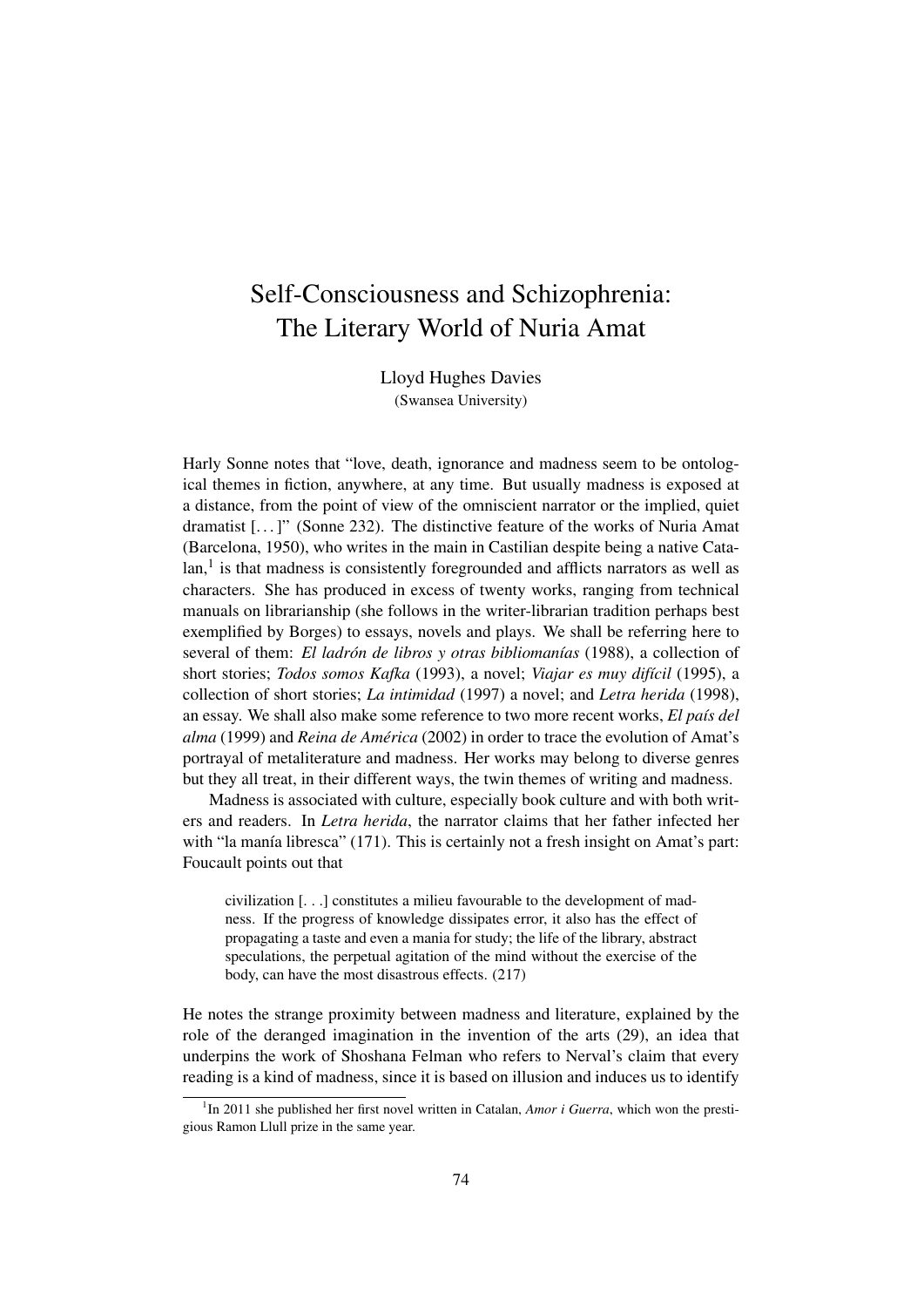# Self-Consciousness and Schizophrenia: The Literary World of Nuria Amat

Lloyd Hughes Davies
(Swansea University)

Harly Sonne notes that "love, death, ignorance and madness seem to be ontological themes in fiction, anywhere, at any time. But usually madness is exposed at a distance, from the point of view of the omniscient narrator or the implied, quiet dramatist [...]" (Sonne 232). The distinctive feature of the works of Nuria Amat (Barcelona, 1950), who writes in the main in Castilian despite being a native Catalan,[1] is that madness is consistently foregrounded and afflicts narrators as well as characters. She has produced in excess of twenty works, ranging from technical manuals on librarianship (she follows in the writer-librarian tradition perhaps best exemplified by Borges) to essays, novels and plays. We shall be referring here to several of them: *El ladrón de libros y otras bibliomanías* (1988), a collection of short stories; *Todos somos Kafka* (1993), a novel; *Viajar es muy difícil* (1995), a collection of short stories; *La intimidad* (1997) a novel; and *Letra herida* (1998), an essay. We shall also make some reference to two more recent works, *El país del alma* (1999) and *Reina de América* (2002) in order to trace the evolution of Amat's portrayal of metaliterature and madness. Her works may belong to diverse genres but they all treat, in their different ways, the twin themes of writing and madness.

Madness is associated with culture, especially book culture and with both writers and readers. In *Letra herida*, the narrator claims that her father infected her with "la manía libresca" (171). This is certainly not a fresh insight on Amat's part: Foucault points out that

> civilization [. . .] constitutes a milieu favourable to the development of madness. If the progress of knowledge dissipates error, it also has the effect of propagating a taste and even a mania for study; the life of the library, abstract speculations, the perpetual agitation of the mind without the exercise of the body, can have the most disastrous effects. (217)

He notes the strange proximity between madness and literature, explained by the role of the deranged imagination in the invention of the arts (29), an idea that underpins the work of Shoshana Felman who refers to Nerval's claim that every reading is a kind of madness, since it is based on illusion and induces us to identify

[1] In 2011 she published her first novel written in Catalan, *Amor i Guerra*, which won the prestigious Ramon Llull prize in the same year.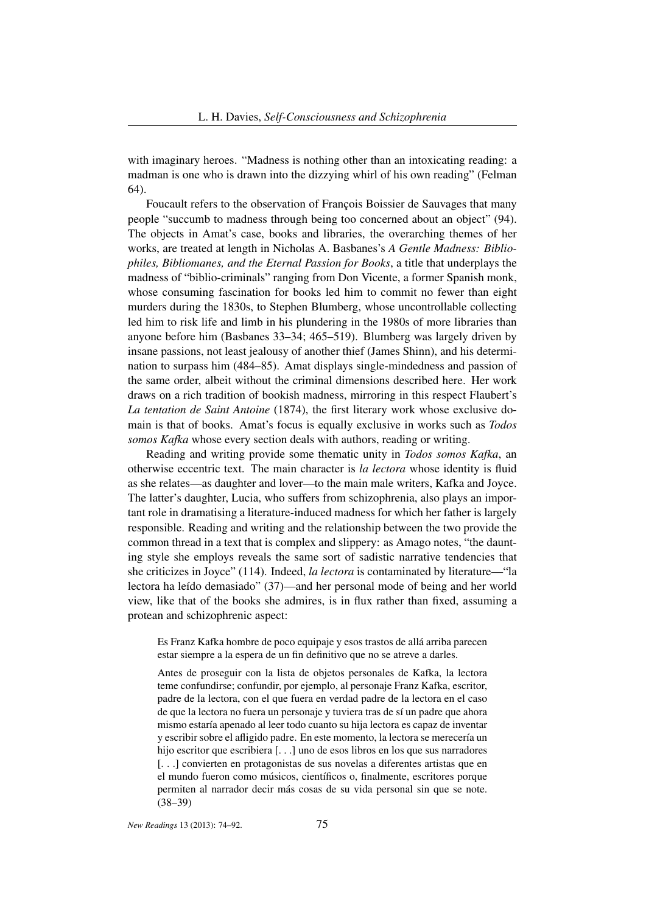with imaginary heroes. "Madness is nothing other than an intoxicating reading: a madman is one who is drawn into the dizzying whirl of his own reading" (Felman 64).

Foucault refers to the observation of François Boissier de Sauvages that many people "succumb to madness through being too concerned about an object" (94). The objects in Amat's case, books and libraries, the overarching themes of her works, are treated at length in Nicholas A. Basbanes's *A Gentle Madness: Bibliophiles, Bibliomanes, and the Eternal Passion for Books*, a title that underplays the madness of "biblio-criminals" ranging from Don Vicente, a former Spanish monk, whose consuming fascination for books led him to commit no fewer than eight murders during the 1830s, to Stephen Blumberg, whose uncontrollable collecting led him to risk life and limb in his plundering in the 1980s of more libraries than anyone before him (Basbanes 33–34; 465–519). Blumberg was largely driven by insane passions, not least jealousy of another thief (James Shinn), and his determination to surpass him (484–85). Amat displays single-mindedness and passion of the same order, albeit without the criminal dimensions described here. Her work draws on a rich tradition of bookish madness, mirroring in this respect Flaubert's *La tentation de Saint Antoine* (1874), the first literary work whose exclusive domain is that of books. Amat's focus is equally exclusive in works such as *Todos somos Kafka* whose every section deals with authors, reading or writing.

Reading and writing provide some thematic unity in *Todos somos Kafka*, an otherwise eccentric text. The main character is *la lectora* whose identity is fluid as she relates—as daughter and lover—to the main male writers, Kafka and Joyce. The latter's daughter, Lucia, who suffers from schizophrenia, also plays an important role in dramatising a literature-induced madness for which her father is largely responsible. Reading and writing and the relationship between the two provide the common thread in a text that is complex and slippery: as Amago notes, "the daunting style she employs reveals the same sort of sadistic narrative tendencies that she criticizes in Joyce" (114). Indeed, *la lectora* is contaminated by literature—"la lectora ha leído demasiado" (37)—and her personal mode of being and her world view, like that of the books she admires, is in flux rather than fixed, assuming a protean and schizophrenic aspect:

> Es Franz Kafka hombre de poco equipaje y esos trastos de allá arriba parecen estar siempre a la espera de un fin definitivo que no se atreve a darles.
>
> Antes de proseguir con la lista de objetos personales de Kafka, la lectora teme confundirse; confundir, por ejemplo, al personaje Franz Kafka, escritor, padre de la lectora, con el que fuera en verdad padre de la lectora en el caso de que la lectora no fuera un personaje y tuviera tras de sí un padre que ahora mismo estaría apenado al leer todo cuanto su hija lectora es capaz de inventar y escribir sobre el afligido padre. En este momento, la lectora se merecería un hijo escritor que escribiera [. . .] uno de esos libros en los que sus narradores [. . .] convierten en protagonistas de sus novelas a diferentes artistas que en el mundo fueron como músicos, científicos o, finalmente, escritores porque permiten al narrador decir más cosas de su vida personal sin que se note. (38–39)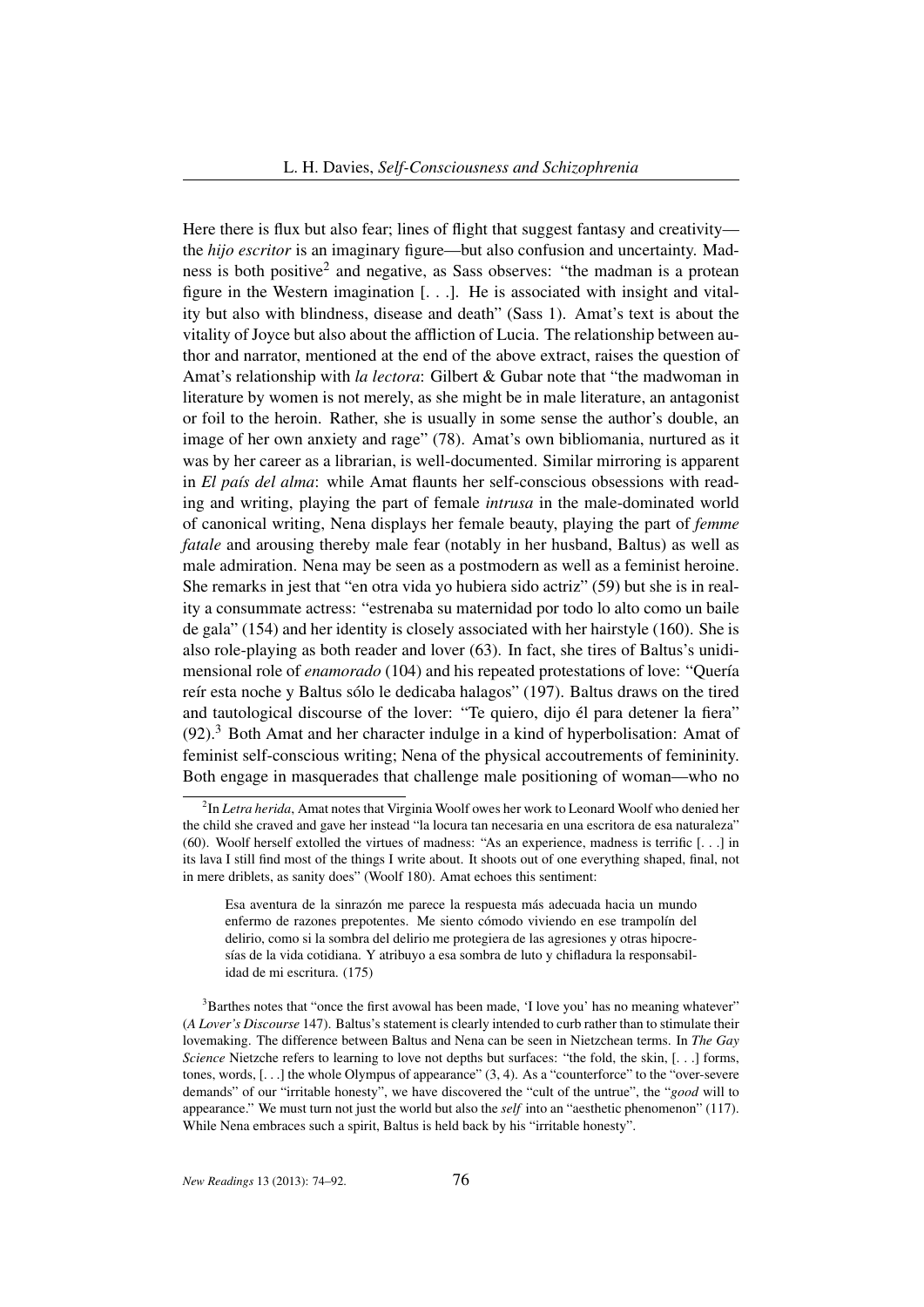Here there is flux but also fear; lines of flight that suggest fantasy and creativity—the *hijo escritor* is an imaginary figure—but also confusion and uncertainty. Madness is both positive[2] and negative, as Sass observes: "the madman is a protean figure in the Western imagination [. . .]. He is associated with insight and vitality but also with blindness, disease and death" (Sass 1). Amat's text is about the vitality of Joyce but also about the affliction of Lucia. The relationship between author and narrator, mentioned at the end of the above extract, raises the question of Amat's relationship with *la lectora*: Gilbert & Gubar note that "the madwoman in literature by women is not merely, as she might be in male literature, an antagonist or foil to the heroin. Rather, she is usually in some sense the author's double, an image of her own anxiety and rage" (78). Amat's own bibliomania, nurtured as it was by her career as a librarian, is well-documented. Similar mirroring is apparent in *El país del alma*: while Amat flaunts her self-conscious obsessions with reading and writing, playing the part of female *intrusa* in the male-dominated world of canonical writing, Nena displays her female beauty, playing the part of *femme fatale* and arousing thereby male fear (notably in her husband, Baltus) as well as male admiration. Nena may be seen as a postmodern as well as a feminist heroine. She remarks in jest that "en otra vida yo hubiera sido actriz" (59) but she is in reality a consummate actress: "estrenaba su maternidad por todo lo alto como un baile de gala" (154) and her identity is closely associated with her hairstyle (160). She is also role-playing as both reader and lover (63). In fact, she tires of Baltus's unidimensional role of *enamorado* (104) and his repeated protestations of love: "Quería reír esta noche y Baltus sólo le dedicaba halagos" (197). Baltus draws on the tired and tautological discourse of the lover: "Te quiero, dijo él para detener la fiera" (92).[3] Both Amat and her character indulge in a kind of hyperbolisation: Amat of feminist self-conscious writing; Nena of the physical accoutrements of femininity. Both engage in masquerades that challenge male positioning of woman—who no

---

[2] In *Letra herida*, Amat notes that Virginia Woolf owes her work to Leonard Woolf who denied her the child she craved and gave her instead "la locura tan necesaria en una escritora de esa naturaleza" (60). Woolf herself extolled the virtues of madness: "As an experience, madness is terrific [. . .] in its lava I still find most of the things I write about. It shoots out of one everything shaped, final, not in mere driblets, as sanity does" (Woolf 180). Amat echoes this sentiment:

> Esa aventura de la sinrazón me parece la respuesta más adecuada hacia un mundo enfermo de razones prepotentes. Me siento cómodo viviendo en ese trampolín del delirio, como si la sombra del delirio me protegiera de las agresiones y otras hipocresías de la vida cotidiana. Y atribuyo a esa sombra de luto y chifladura la responsabilidad de mi escritura. (175)

[3] Barthes notes that "once the first avowal has been made, 'I love you' has no meaning whatever" (*A Lover's Discourse* 147). Baltus's statement is clearly intended to curb rather than to stimulate their lovemaking. The difference between Baltus and Nena can be seen in Nietzchean terms. In *The Gay Science* Nietzche refers to learning to love not depths but surfaces: "the fold, the skin, [. . .] forms, tones, words, [. . .] the whole Olympus of appearance" (3, 4). As a "counterforce" to the "over-severe demands" of our "irritable honesty", we have discovered the "cult of the untrue", the "*good* will to appearance." We must turn not just the world but also the *self* into an "aesthetic phenomenon" (117). While Nena embraces such a spirit, Baltus is held back by his "irritable honesty".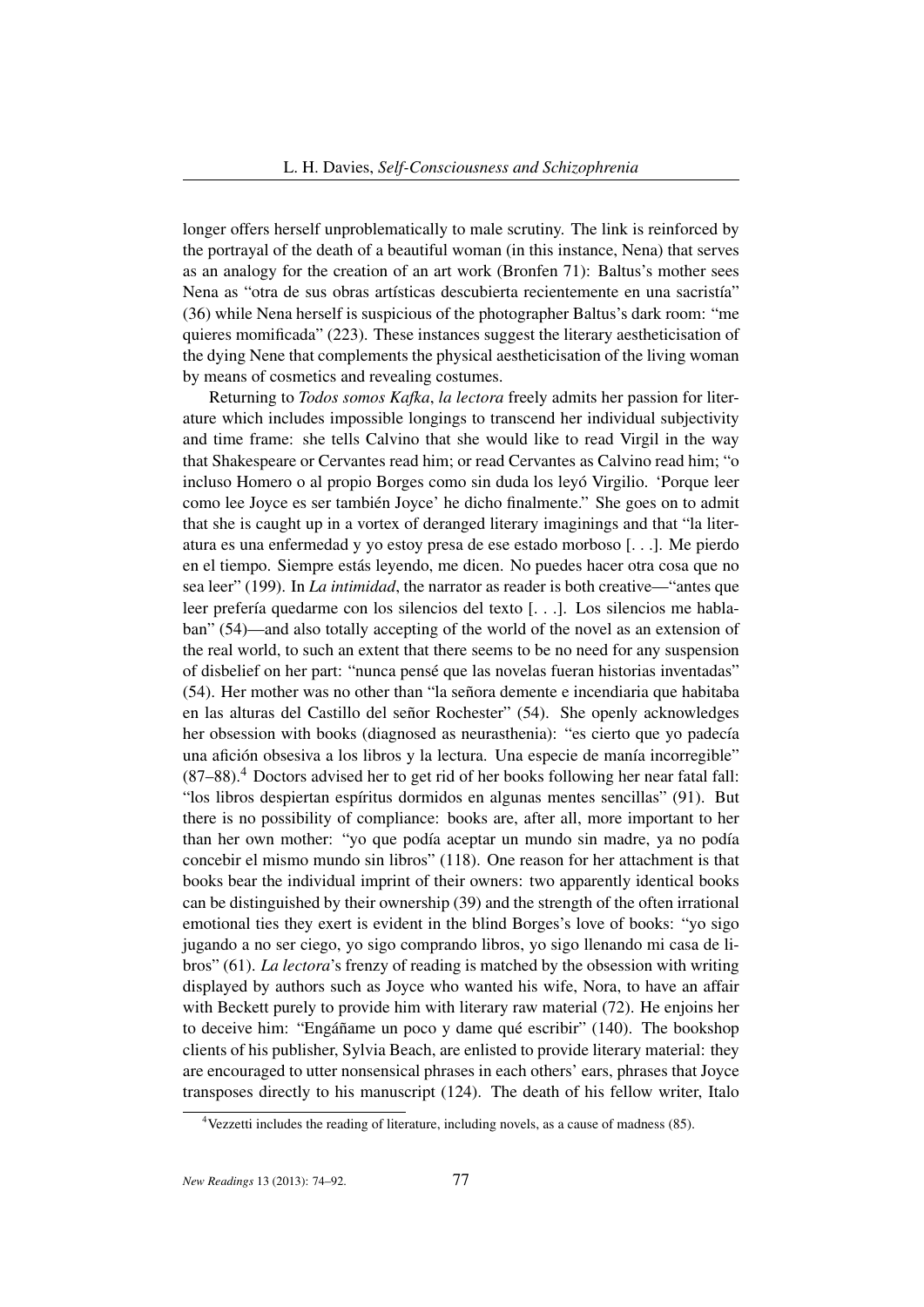longer offers herself unproblematically to male scrutiny. The link is reinforced by the portrayal of the death of a beautiful woman (in this instance, Nena) that serves as an analogy for the creation of an art work (Bronfen 71): Baltus's mother sees Nena as "otra de sus obras artísticas descubierta recientemente en una sacristía" (36) while Nena herself is suspicious of the photographer Baltus's dark room: "me quieres momificada" (223). These instances suggest the literary aestheticisation of the dying Nene that complements the physical aestheticisation of the living woman by means of cosmetics and revealing costumes.

Returning to *Todos somos Kafka*, *la lectora* freely admits her passion for literature which includes impossible longings to transcend her individual subjectivity and time frame: she tells Calvino that she would like to read Virgil in the way that Shakespeare or Cervantes read him; or read Cervantes as Calvino read him; "o incluso Homero o al propio Borges como sin duda los leyó Virgilio. 'Porque leer como lee Joyce es ser también Joyce' he dicho finalmente." She goes on to admit that she is caught up in a vortex of deranged literary imaginings and that "la literatura es una enfermedad y yo estoy presa de ese estado morboso [. . .]. Me pierdo en el tiempo. Siempre estás leyendo, me dicen. No puedes hacer otra cosa que no sea leer" (199). In *La intimidad*, the narrator as reader is both creative—"antes que leer prefería quedarme con los silencios del texto [. . .]. Los silencios me hablaban" (54)—and also totally accepting of the world of the novel as an extension of the real world, to such an extent that there seems to be no need for any suspension of disbelief on her part: "nunca pensé que las novelas fueran historias inventadas" (54). Her mother was no other than "la señora demente e incendiaria que habitaba en las alturas del Castillo del señor Rochester" (54). She openly acknowledges her obsession with books (diagnosed as neurasthenia): "es cierto que yo padecía una afición obsesiva a los libros y la lectura. Una especie de manía incorregible" (87–88).[4] Doctors advised her to get rid of her books following her near fatal fall: "los libros despiertan espíritus dormidos en algunas mentes sencillas" (91). But there is no possibility of compliance: books are, after all, more important to her than her own mother: "yo que podía aceptar un mundo sin madre, ya no podía concebir el mismo mundo sin libros" (118). One reason for her attachment is that books bear the individual imprint of their owners: two apparently identical books can be distinguished by their ownership (39) and the strength of the often irrational emotional ties they exert is evident in the blind Borges's love of books: "yo sigo jugando a no ser ciego, yo sigo comprando libros, yo sigo llenando mi casa de libros" (61). *La lectora*'s frenzy of reading is matched by the obsession with writing displayed by authors such as Joyce who wanted his wife, Nora, to have an affair with Beckett purely to provide him with literary raw material (72). He enjoins her to deceive him: "Engáñame un poco y dame qué escribir" (140). The bookshop clients of his publisher, Sylvia Beach, are enlisted to provide literary material: they are encouraged to utter nonsensical phrases in each others' ears, phrases that Joyce transposes directly to his manuscript (124). The death of his fellow writer, Italo

[4] Vezzetti includes the reading of literature, including novels, as a cause of madness (85).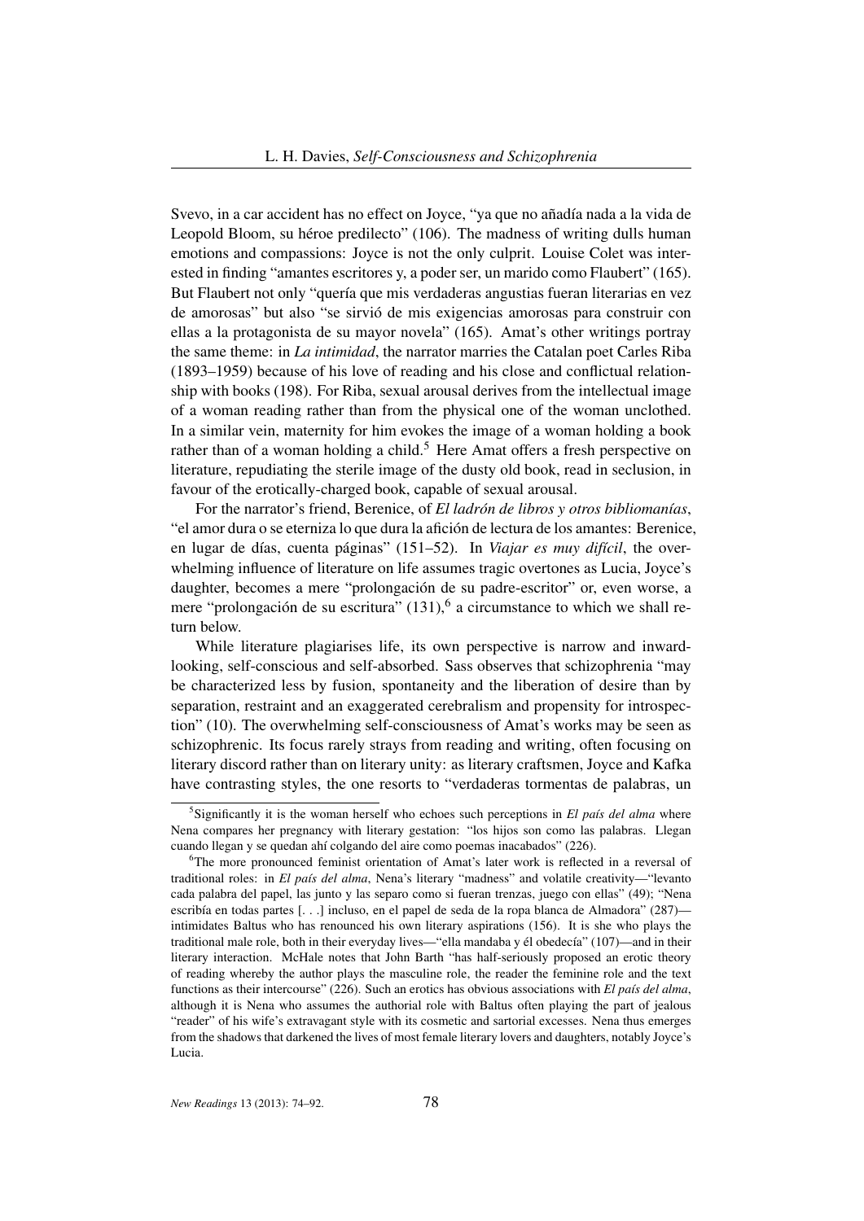Svevo, in a car accident has no effect on Joyce, "ya que no añadía nada a la vida de Leopold Bloom, su héroe predilecto" (106). The madness of writing dulls human emotions and compassions: Joyce is not the only culprit. Louise Colet was interested in finding "amantes escritores y, a poder ser, un marido como Flaubert" (165). But Flaubert not only "quería que mis verdaderas angustias fueran literarias en vez de amorosas" but also "se sirvió de mis exigencias amorosas para construir con ellas a la protagonista de su mayor novela" (165). Amat's other writings portray the same theme: in *La intimidad*, the narrator marries the Catalan poet Carles Riba (1893–1959) because of his love of reading and his close and conflictual relationship with books (198). For Riba, sexual arousal derives from the intellectual image of a woman reading rather than from the physical one of the woman unclothed. In a similar vein, maternity for him evokes the image of a woman holding a book rather than of a woman holding a child.[5] Here Amat offers a fresh perspective on literature, repudiating the sterile image of the dusty old book, read in seclusion, in favour of the erotically-charged book, capable of sexual arousal.

For the narrator's friend, Berenice, of *El ladrón de libros y otros bibliomanías*, "el amor dura o se eterniza lo que dura la afición de lectura de los amantes: Berenice, en lugar de días, cuenta páginas" (151–52). In *Viajar es muy difícil*, the overwhelming influence of literature on life assumes tragic overtones as Lucia, Joyce's daughter, becomes a mere "prolongación de su padre-escritor" or, even worse, a mere "prolongación de su escritura" (131),[6] a circumstance to which we shall return below.

While literature plagiarises life, its own perspective is narrow and inward-looking, self-conscious and self-absorbed. Sass observes that schizophrenia "may be characterized less by fusion, spontaneity and the liberation of desire than by separation, restraint and an exaggerated cerebralism and propensity for introspection" (10). The overwhelming self-consciousness of Amat's works may be seen as schizophrenic. Its focus rarely strays from reading and writing, often focusing on literary discord rather than on literary unity: as literary craftsmen, Joyce and Kafka have contrasting styles, the one resorts to "verdaderas tormentas de palabras, un

---

[5] Significantly it is the woman herself who echoes such perceptions in *El país del alma* where Nena compares her pregnancy with literary gestation: "los hijos son como las palabras. Llegan cuando llegan y se quedan ahí colgando del aire como poemas inacabados" (226).

[6] The more pronounced feminist orientation of Amat's later work is reflected in a reversal of traditional roles: in *El país del alma*, Nena's literary "madness" and volatile creativity—"levanto cada palabra del papel, las junto y las separo como si fueran trenzas, juego con ellas" (49); "Nena escribía en todas partes [. . .] incluso, en el papel de seda de la ropa blanca de Almadora" (287)—intimidates Baltus who has renounced his own literary aspirations (156). It is she who plays the traditional male role, both in their everyday lives—"ella mandaba y él obedecía" (107)—and in their literary interaction. McHale notes that John Barth "has half-seriously proposed an erotic theory of reading whereby the author plays the masculine role, the reader the feminine role and the text functions as their intercourse" (226). Such an erotics has obvious associations with *El país del alma*, although it is Nena who assumes the authorial role with Baltus often playing the part of jealous "reader" of his wife's extravagant style with its cosmetic and sartorial excesses. Nena thus emerges from the shadows that darkened the lives of most female literary lovers and daughters, notably Joyce's Lucia.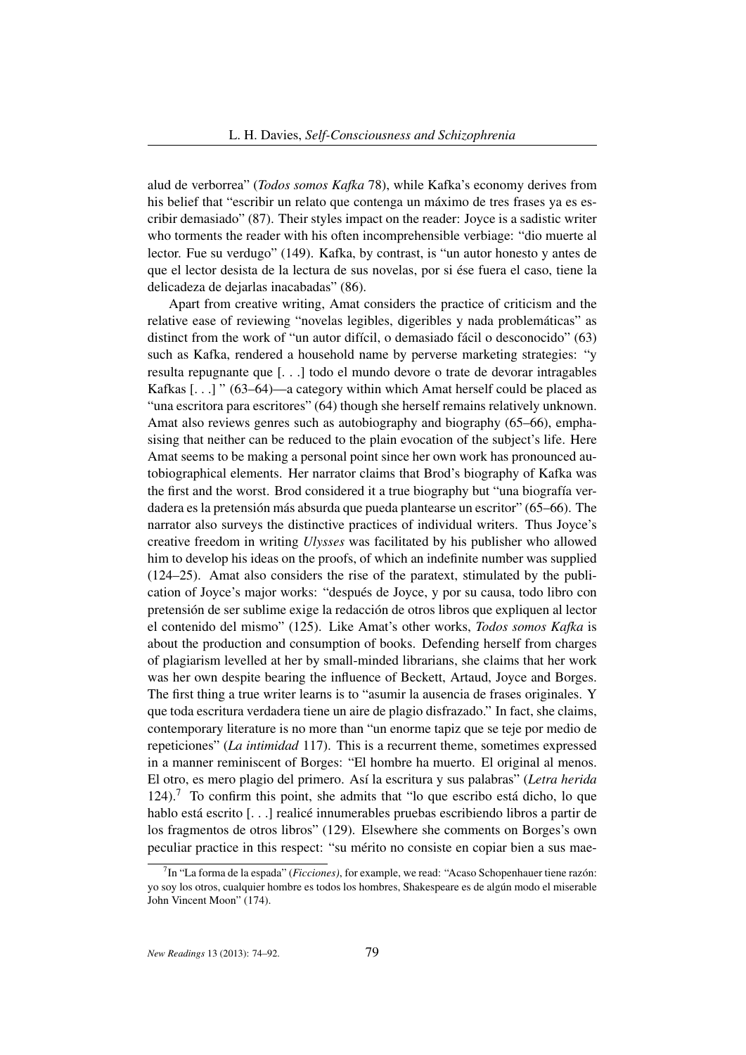alud de verborrea" (*Todos somos Kafka* 78), while Kafka's economy derives from his belief that "escribir un relato que contenga un máximo de tres frases ya es escribir demasiado" (87). Their styles impact on the reader: Joyce is a sadistic writer who torments the reader with his often incomprehensible verbiage: "dio muerte al lector. Fue su verdugo" (149). Kafka, by contrast, is "un autor honesto y antes de que el lector desista de la lectura de sus novelas, por si ése fuera el caso, tiene la delicadeza de dejarlas inacabadas" (86).

Apart from creative writing, Amat considers the practice of criticism and the relative ease of reviewing "novelas legibles, digeribles y nada problemáticas" as distinct from the work of "un autor difícil, o demasiado fácil o desconocido" (63) such as Kafka, rendered a household name by perverse marketing strategies: "y resulta repugnante que [. . .] todo el mundo devore o trate de devorar intragables Kafkas [. . .] " (63–64)—a category within which Amat herself could be placed as "una escritora para escritores" (64) though she herself remains relatively unknown. Amat also reviews genres such as autobiography and biography (65–66), emphasising that neither can be reduced to the plain evocation of the subject's life. Here Amat seems to be making a personal point since her own work has pronounced autobiographical elements. Her narrator claims that Brod's biography of Kafka was the first and the worst. Brod considered it a true biography but "una biografía verdadera es la pretensión más absurda que pueda plantearse un escritor" (65–66). The narrator also surveys the distinctive practices of individual writers. Thus Joyce's creative freedom in writing *Ulysses* was facilitated by his publisher who allowed him to develop his ideas on the proofs, of which an indefinite number was supplied (124–25). Amat also considers the rise of the paratext, stimulated by the publication of Joyce's major works: "después de Joyce, y por su causa, todo libro con pretensión de ser sublime exige la redacción de otros libros que expliquen al lector el contenido del mismo" (125). Like Amat's other works, *Todos somos Kafka* is about the production and consumption of books. Defending herself from charges of plagiarism levelled at her by small-minded librarians, she claims that her work was her own despite bearing the influence of Beckett, Artaud, Joyce and Borges. The first thing a true writer learns is to "asumir la ausencia de frases originales. Y que toda escritura verdadera tiene un aire de plagio disfrazado." In fact, she claims, contemporary literature is no more than "un enorme tapiz que se teje por medio de repeticiones" (*La intimidad* 117). This is a recurrent theme, sometimes expressed in a manner reminiscent of Borges: "El hombre ha muerto. El original al menos. El otro, es mero plagio del primero. Así la escritura y sus palabras" (*Letra herida* 124).[7] To confirm this point, she admits that "lo que escribo está dicho, lo que hablo está escrito [. . .] realicé innumerables pruebas escribiendo libros a partir de los fragmentos de otros libros" (129). Elsewhere she comments on Borges's own peculiar practice in this respect: "su mérito no consiste en copiar bien a sus mae-

[7] In "La forma de la espada" (*Ficciones*), for example, we read: "Acaso Schopenhauer tiene razón: yo soy los otros, cualquier hombre es todos los hombres, Shakespeare es de algún modo el miserable John Vincent Moon" (174).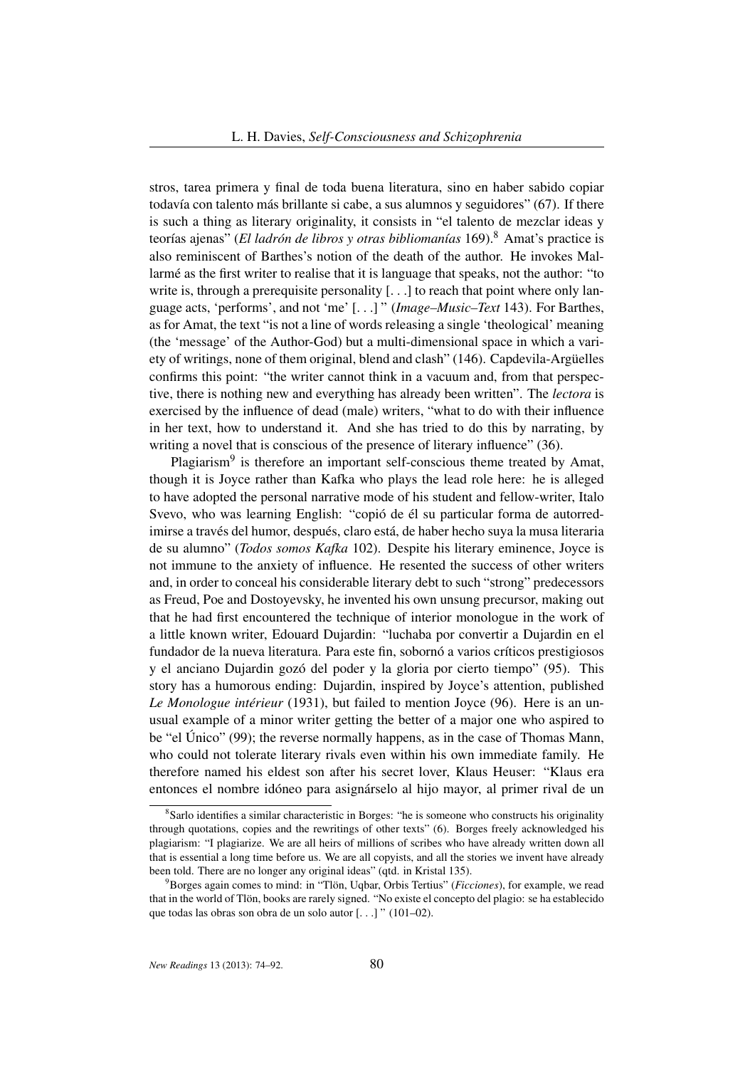stros, tarea primera y final de toda buena literatura, sino en haber sabido copiar todavía con talento más brillante si cabe, a sus alumnos y seguidores" (67). If there is such a thing as literary originality, it consists in "el talento de mezclar ideas y teorías ajenas" (*El ladrón de libros y otras bibliomanías* 169).[8] Amat's practice is also reminiscent of Barthes's notion of the death of the author. He invokes Mallarmé as the first writer to realise that it is language that speaks, not the author: "to write is, through a prerequisite personality [. . .] to reach that point where only language acts, 'performs', and not 'me' [. . .] " (*Image–Music–Text* 143). For Barthes, as for Amat, the text "is not a line of words releasing a single 'theological' meaning (the 'message' of the Author-God) but a multi-dimensional space in which a variety of writings, none of them original, blend and clash" (146). Capdevila-Argüelles confirms this point: "the writer cannot think in a vacuum and, from that perspective, there is nothing new and everything has already been written". The *lectora* is exercised by the influence of dead (male) writers, "what to do with their influence in her text, how to understand it. And she has tried to do this by narrating, by writing a novel that is conscious of the presence of literary influence" (36).

Plagiarism[9] is therefore an important self-conscious theme treated by Amat, though it is Joyce rather than Kafka who plays the lead role here: he is alleged to have adopted the personal narrative mode of his student and fellow-writer, Italo Svevo, who was learning English: "copió de él su particular forma de autorredimirse a través del humor, después, claro está, de haber hecho suya la musa literaria de su alumno" (*Todos somos Kafka* 102). Despite his literary eminence, Joyce is not immune to the anxiety of influence. He resented the success of other writers and, in order to conceal his considerable literary debt to such "strong" predecessors as Freud, Poe and Dostoyevsky, he invented his own unsung precursor, making out that he had first encountered the technique of interior monologue in the work of a little known writer, Edouard Dujardin: "luchaba por convertir a Dujardin en el fundador de la nueva literatura. Para este fin, sobornó a varios críticos prestigiosos y el anciano Dujardin gozó del poder y la gloria por cierto tiempo" (95). This story has a humorous ending: Dujardin, inspired by Joyce's attention, published *Le Monologue intérieur* (1931), but failed to mention Joyce (96). Here is an unusual example of a minor writer getting the better of a major one who aspired to be "el Único" (99); the reverse normally happens, as in the case of Thomas Mann, who could not tolerate literary rivals even within his own immediate family. He therefore named his eldest son after his secret lover, Klaus Heuser: "Klaus era entonces el nombre idóneo para asignárselo al hijo mayor, al primer rival de un

---

[8] Sarlo identifies a similar characteristic in Borges: "he is someone who constructs his originality through quotations, copies and the rewritings of other texts" (6). Borges freely acknowledged his plagiarism: "I plagiarize. We are all heirs of millions of scribes who have already written down all that is essential a long time before us. We are all copyists, and all the stories we invent have already been told. There are no longer any original ideas" (qtd. in Kristal 135).

[9] Borges again comes to mind: in "Tlön, Uqbar, Orbis Tertius" (*Ficciones*), for example, we read that in the world of Tlön, books are rarely signed. "No existe el concepto del plagio: se ha establecido que todas las obras son obra de un solo autor [. . .] " (101–02).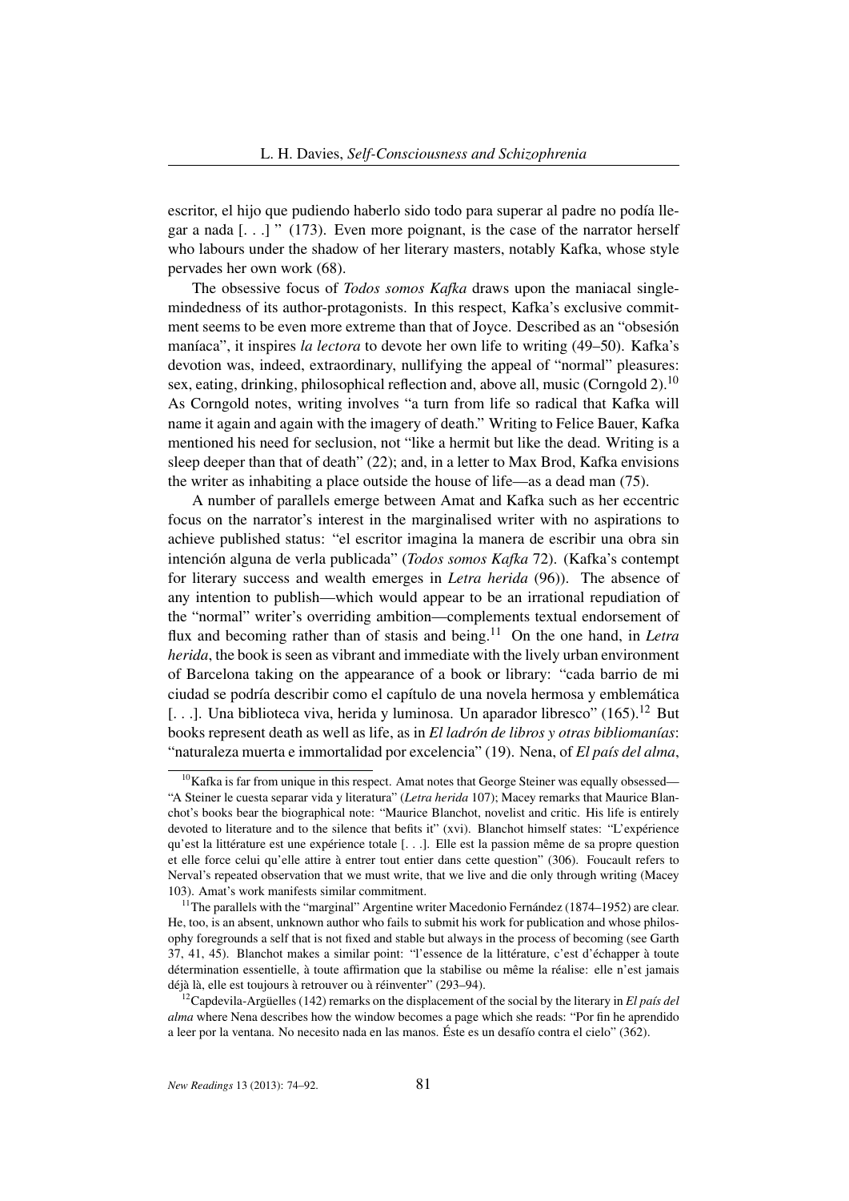escritor, el hijo que pudiendo haberlo sido todo para superar al padre no podía llegar a nada [. . .] " (173). Even more poignant, is the case of the narrator herself who labours under the shadow of her literary masters, notably Kafka, whose style pervades her own work (68).

The obsessive focus of *Todos somos Kafka* draws upon the maniacal single-mindedness of its author-protagonists. In this respect, Kafka's exclusive commitment seems to be even more extreme than that of Joyce. Described as an "obsesión maníaca", it inspires *la lectora* to devote her own life to writing (49–50). Kafka's devotion was, indeed, extraordinary, nullifying the appeal of "normal" pleasures: sex, eating, drinking, philosophical reflection and, above all, music (Corngold 2).[10] As Corngold notes, writing involves "a turn from life so radical that Kafka will name it again and again with the imagery of death." Writing to Felice Bauer, Kafka mentioned his need for seclusion, not "like a hermit but like the dead. Writing is a sleep deeper than that of death" (22); and, in a letter to Max Brod, Kafka envisions the writer as inhabiting a place outside the house of life—as a dead man (75).

A number of parallels emerge between Amat and Kafka such as her eccentric focus on the narrator's interest in the marginalised writer with no aspirations to achieve published status: "el escritor imagina la manera de escribir una obra sin intención alguna de verla publicada" (*Todos somos Kafka* 72). (Kafka's contempt for literary success and wealth emerges in *Letra herida* (96)). The absence of any intention to publish—which would appear to be an irrational repudiation of the "normal" writer's overriding ambition—complements textual endorsement of flux and becoming rather than of stasis and being.[11] On the one hand, in *Letra herida*, the book is seen as vibrant and immediate with the lively urban environment of Barcelona taking on the appearance of a book or library: "cada barrio de mi ciudad se podría describir como el capítulo de una novela hermosa y emblemática [. . .]. Una biblioteca viva, herida y luminosa. Un aparador libresco" (165).[12] But books represent death as well as life, as in *El ladrón de libros y otras bibliomanías*: "naturaleza muerta e immortalidad por excelencia" (19). Nena, of *El país del alma*,

---

[10] Kafka is far from unique in this respect. Amat notes that George Steiner was equally obsessed—"A Steiner le cuesta separar vida y literatura" (*Letra herida* 107); Macey remarks that Maurice Blanchot's books bear the biographical note: "Maurice Blanchot, novelist and critic. His life is entirely devoted to literature and to the silence that befits it" (xvi). Blanchot himself states: "L'expérience qu'est la littérature est une expérience totale [. . .]. Elle est la passion même de sa propre question et elle force celui qu'elle attire à entrer tout entier dans cette question" (306). Foucault refers to Nerval's repeated observation that we must write, that we live and die only through writing (Macey 103). Amat's work manifests similar commitment.

[11] The parallels with the "marginal" Argentine writer Macedonio Fernández (1874–1952) are clear. He, too, is an absent, unknown author who fails to submit his work for publication and whose philosophy foregrounds a self that is not fixed and stable but always in the process of becoming (see Garth 37, 41, 45). Blanchot makes a similar point: "l'essence de la littérature, c'est d'échapper à toute détermination essentielle, à toute affirmation que la stabilise ou même la réalise: elle n'est jamais déjà là, elle est toujours à retrouver ou à réinventer" (293–94).

[12] Capdevila-Argüelles (142) remarks on the displacement of the social by the literary in *El país del alma* where Nena describes how the window becomes a page which she reads: "Por fin he aprendido a leer por la ventana. No necesito nada en las manos. Éste es un desafío contra el cielo" (362).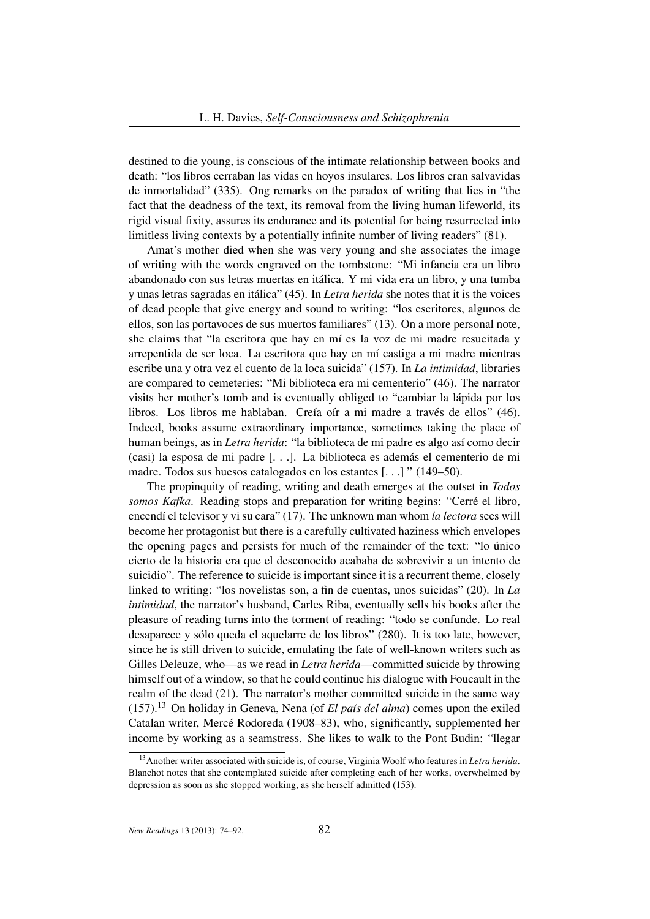destined to die young, is conscious of the intimate relationship between books and death: "los libros cerraban las vidas en hoyos insulares. Los libros eran salvavidas de inmortalidad" (335). Ong remarks on the paradox of writing that lies in "the fact that the deadness of the text, its removal from the living human lifeworld, its rigid visual fixity, assures its endurance and its potential for being resurrected into limitless living contexts by a potentially infinite number of living readers" (81).

Amat's mother died when she was very young and she associates the image of writing with the words engraved on the tombstone: "Mi infancia era un libro abandonado con sus letras muertas en itálica. Y mi vida era un libro, y una tumba y unas letras sagradas en itálica" (45). In *Letra herida* she notes that it is the voices of dead people that give energy and sound to writing: "los escritores, algunos de ellos, son las portavoces de sus muertos familiares" (13). On a more personal note, she claims that "la escritora que hay en mí es la voz de mi madre resucitada y arrepentida de ser loca. La escritora que hay en mí castiga a mi madre mientras escribe una y otra vez el cuento de la loca suicida" (157). In *La intimidad*, libraries are compared to cemeteries: "Mi biblioteca era mi cementerio" (46). The narrator visits her mother's tomb and is eventually obliged to "cambiar la lápida por los libros. Los libros me hablaban. Creía oír a mi madre a través de ellos" (46). Indeed, books assume extraordinary importance, sometimes taking the place of human beings, as in *Letra herida*: "la biblioteca de mi padre es algo así como decir (casi) la esposa de mi padre [. . .]. La biblioteca es además el cementerio de mi madre. Todos sus huesos catalogados en los estantes [. . .] " (149–50).

The propinquity of reading, writing and death emerges at the outset in *Todos somos Kafka*. Reading stops and preparation for writing begins: "Cerré el libro, encendí el televisor y vi su cara" (17). The unknown man whom *la lectora* sees will become her protagonist but there is a carefully cultivated haziness which envelopes the opening pages and persists for much of the remainder of the text: "lo único cierto de la historia era que el desconocido acababa de sobrevivir a un intento de suicidio". The reference to suicide is important since it is a recurrent theme, closely linked to writing: "los novelistas son, a fin de cuentas, unos suicidas" (20). In *La intimidad*, the narrator's husband, Carles Riba, eventually sells his books after the pleasure of reading turns into the torment of reading: "todo se confunde. Lo real desaparece y sólo queda el aquelarre de los libros" (280). It is too late, however, since he is still driven to suicide, emulating the fate of well-known writers such as Gilles Deleuze, who—as we read in *Letra herida*—committed suicide by throwing himself out of a window, so that he could continue his dialogue with Foucault in the realm of the dead (21). The narrator's mother committed suicide in the same way (157).[13] On holiday in Geneva, Nena (of *El país del alma*) comes upon the exiled Catalan writer, Mercé Rodoreda (1908–83), who, significantly, supplemented her income by working as a seamstress. She likes to walk to the Pont Budin: "llegar

[13] Another writer associated with suicide is, of course, Virginia Woolf who features in *Letra herida*. Blanchot notes that she contemplated suicide after completing each of her works, overwhelmed by depression as soon as she stopped working, as she herself admitted (153).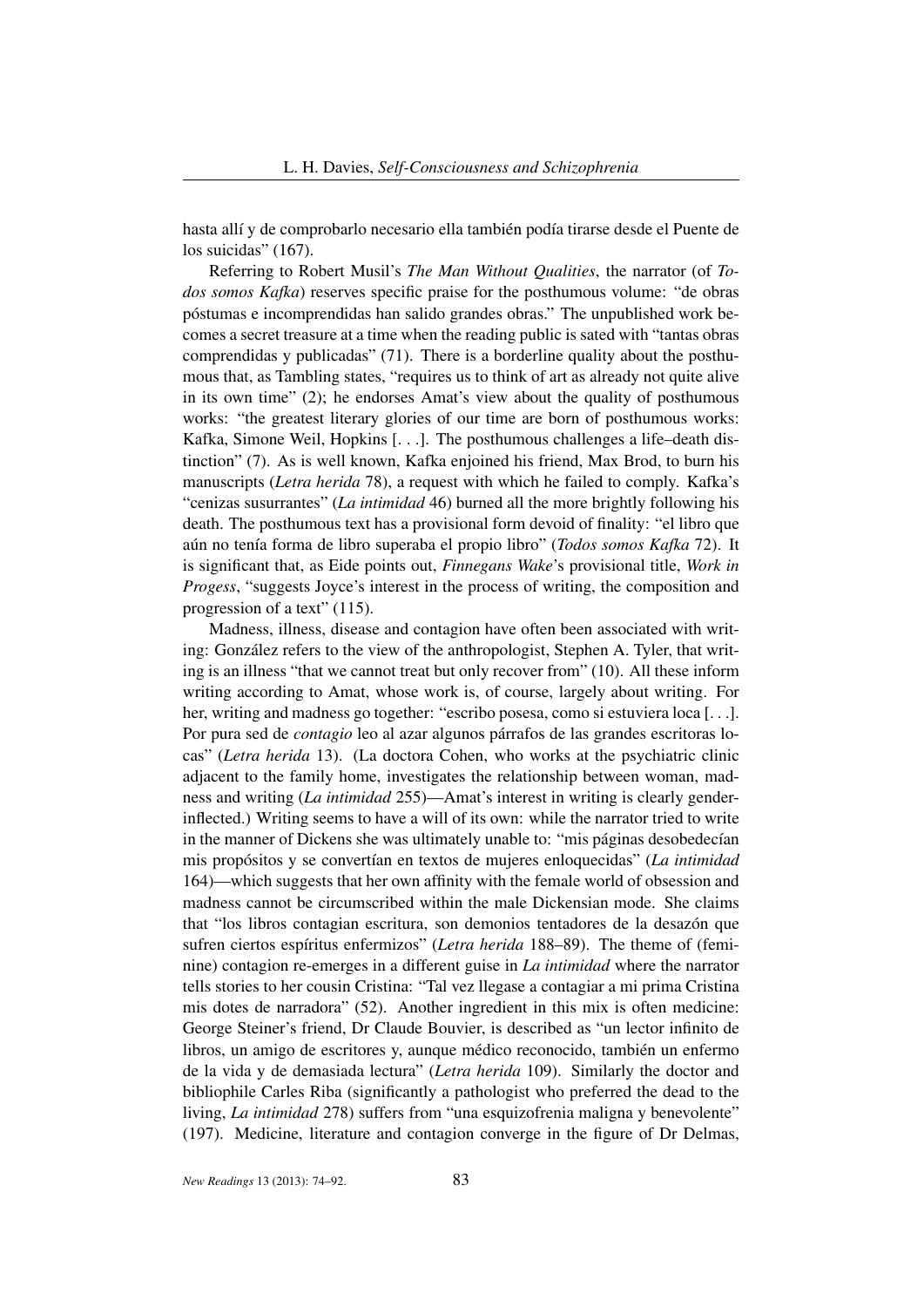hasta allí y de comprobarlo necesario ella también podía tirarse desde el Puente de los suicidas" (167).

Referring to Robert Musil's *The Man Without Qualities*, the narrator (of *Todos somos Kafka*) reserves specific praise for the posthumous volume: "de obras póstumas e incomprendidas han salido grandes obras." The unpublished work becomes a secret treasure at a time when the reading public is sated with "tantas obras comprendidas y publicadas" (71). There is a borderline quality about the posthumous that, as Tambling states, "requires us to think of art as already not quite alive in its own time" (2); he endorses Amat's view about the quality of posthumous works: "the greatest literary glories of our time are born of posthumous works: Kafka, Simone Weil, Hopkins [. . .]. The posthumous challenges a life–death distinction" (7). As is well known, Kafka enjoined his friend, Max Brod, to burn his manuscripts (*Letra herida* 78), a request with which he failed to comply. Kafka's "cenizas susurrantes" (*La intimidad* 46) burned all the more brightly following his death. The posthumous text has a provisional form devoid of finality: "el libro que aún no tenía forma de libro superaba el propio libro" (*Todos somos Kafka* 72). It is significant that, as Eide points out, *Finnegans Wake*'s provisional title, *Work in Progess*, "suggests Joyce's interest in the process of writing, the composition and progression of a text" (115).

Madness, illness, disease and contagion have often been associated with writing: González refers to the view of the anthropologist, Stephen A. Tyler, that writing is an illness "that we cannot treat but only recover from" (10). All these inform writing according to Amat, whose work is, of course, largely about writing. For her, writing and madness go together: "escribo posesa, como si estuviera loca [. . .]. Por pura sed de *contagio* leo al azar algunos párrafos de las grandes escritoras locas" (*Letra herida* 13). (La doctora Cohen, who works at the psychiatric clinic adjacent to the family home, investigates the relationship between woman, madness and writing (*La intimidad* 255)—Amat's interest in writing is clearly gender-inflected.) Writing seems to have a will of its own: while the narrator tried to write in the manner of Dickens she was ultimately unable to: "mis páginas desobedecían mis propósitos y se convertían en textos de mujeres enloquecidas" (*La intimidad* 164)—which suggests that her own affinity with the female world of obsession and madness cannot be circumscribed within the male Dickensian mode. She claims that "los libros contagian escritura, son demonios tentadores de la desazón que sufren ciertos espíritus enfermizos" (*Letra herida* 188–89). The theme of (feminine) contagion re-emerges in a different guise in *La intimidad* where the narrator tells stories to her cousin Cristina: "Tal vez llegase a contagiar a mi prima Cristina mis dotes de narradora" (52). Another ingredient in this mix is often medicine: George Steiner's friend, Dr Claude Bouvier, is described as "un lector infinito de libros, un amigo de escritores y, aunque médico reconocido, también un enfermo de la vida y de demasiada lectura" (*Letra herida* 109). Similarly the doctor and bibliophile Carles Riba (significantly a pathologist who preferred the dead to the living, *La intimidad* 278) suffers from "una esquizofrenia maligna y benevolente" (197). Medicine, literature and contagion converge in the figure of Dr Delmas,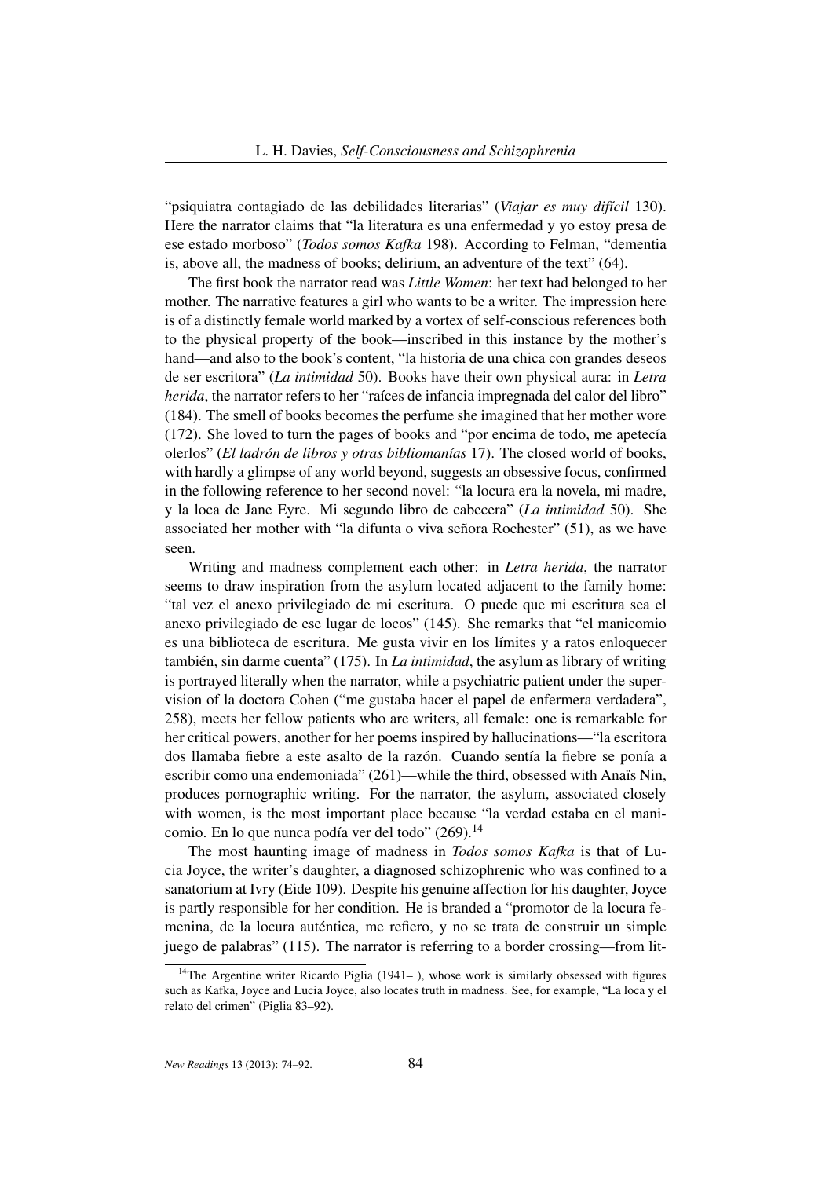"psiquiatra contagiado de las debilidades literarias" (*Viajar es muy difícil* 130). Here the narrator claims that "la literatura es una enfermedad y yo estoy presa de ese estado morboso" (*Todos somos Kafka* 198). According to Felman, "dementia is, above all, the madness of books; delirium, an adventure of the text" (64).

The first book the narrator read was *Little Women*: her text had belonged to her mother. The narrative features a girl who wants to be a writer. The impression here is of a distinctly female world marked by a vortex of self-conscious references both to the physical property of the book—inscribed in this instance by the mother's hand—and also to the book's content, "la historia de una chica con grandes deseos de ser escritora" (*La intimidad* 50). Books have their own physical aura: in *Letra herida*, the narrator refers to her "raíces de infancia impregnada del calor del libro" (184). The smell of books becomes the perfume she imagined that her mother wore (172). She loved to turn the pages of books and "por encima de todo, me apetecía olerlos" (*El ladrón de libros y otras bibliomanías* 17). The closed world of books, with hardly a glimpse of any world beyond, suggests an obsessive focus, confirmed in the following reference to her second novel: "la locura era la novela, mi madre, y la loca de Jane Eyre. Mi segundo libro de cabecera" (*La intimidad* 50). She associated her mother with "la difunta o viva señora Rochester" (51), as we have seen.

Writing and madness complement each other: in *Letra herida*, the narrator seems to draw inspiration from the asylum located adjacent to the family home: "tal vez el anexo privilegiado de mi escritura. O puede que mi escritura sea el anexo privilegiado de ese lugar de locos" (145). She remarks that "el manicomio es una biblioteca de escritura. Me gusta vivir en los límites y a ratos enloquecer también, sin darme cuenta" (175). In *La intimidad*, the asylum as library of writing is portrayed literally when the narrator, while a psychiatric patient under the supervision of la doctora Cohen ("me gustaba hacer el papel de enfermera verdadera", 258), meets her fellow patients who are writers, all female: one is remarkable for her critical powers, another for her poems inspired by hallucinations—"la escritora dos llamaba fiebre a este asalto de la razón. Cuando sentía la fiebre se ponía a escribir como una endemoniada" (261)—while the third, obsessed with Anaïs Nin, produces pornographic writing. For the narrator, the asylum, associated closely with women, is the most important place because "la verdad estaba en el manicomio. En lo que nunca podía ver del todo" (269).[14]

The most haunting image of madness in *Todos somos Kafka* is that of Lucia Joyce, the writer's daughter, a diagnosed schizophrenic who was confined to a sanatorium at Ivry (Eide 109). Despite his genuine affection for his daughter, Joyce is partly responsible for her condition. He is branded a "promotor de la locura femenina, de la locura auténtica, me refiero, y no se trata de construir un simple juego de palabras" (115). The narrator is referring to a border crossing—from lit-

[14]The Argentine writer Ricardo Piglia (1941– ), whose work is similarly obsessed with figures such as Kafka, Joyce and Lucia Joyce, also locates truth in madness. See, for example, "La loca y el relato del crimen" (Piglia 83–92).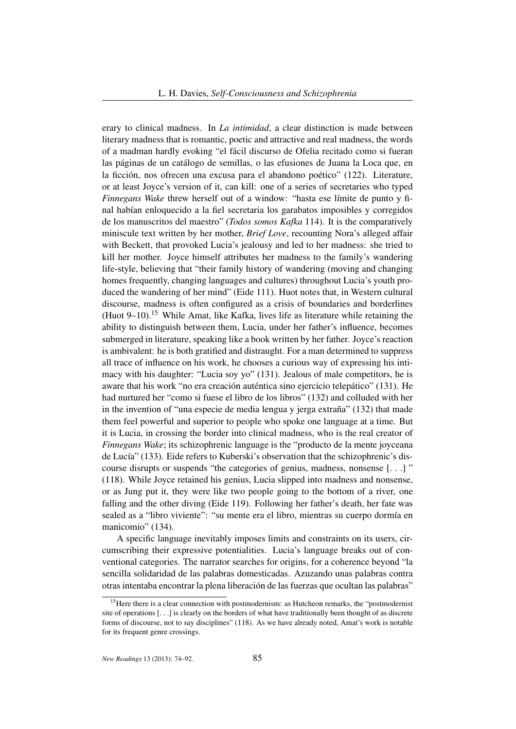erary to clinical madness. In *La intimidad*, a clear distinction is made between literary madness that is romantic, poetic and attractive and real madness, the words of a madman hardly evoking "el fácil discurso de Ofelia recitado como si fueran las páginas de un catálogo de semillas, o las efusiones de Juana la Loca que, en la ficción, nos ofrecen una excusa para el abandono poético" (122). Literature, or at least Joyce's version of it, can kill: one of a series of secretaries who typed *Finnegans Wake* threw herself out of a window: "hasta ese límite de punto y final habían enloquecido a la fiel secretaria los garabatos imposibles y corregidos de los manuscritos del maestro" (*Todos somos Kafka* 114). It is the comparatively miniscule text written by her mother, *Brief Love*, recounting Nora's alleged affair with Beckett, that provoked Lucia's jealousy and led to her madness: she tried to kill her mother. Joyce himself attributes her madness to the family's wandering life-style, believing that "their family history of wandering (moving and changing homes frequently, changing languages and cultures) throughout Lucia's youth produced the wandering of her mind" (Eide 111). Huot notes that, in Western cultural discourse, madness is often configured as a crisis of boundaries and borderlines (Huot 9–10).[15] While Amat, like Kafka, lives life as literature while retaining the ability to distinguish between them, Lucia, under her father's influence, becomes submerged in literature, speaking like a book written by her father. Joyce's reaction is ambivalent: he is both gratified and distraught. For a man determined to suppress all trace of influence on his work, he chooses a curious way of expressing his intimacy with his daughter: "Lucia soy yo" (131). Jealous of male competitors, he is aware that his work "no era creación auténtica sino ejercicio telepático" (131). He had nurtured her "como si fuese el libro de los libros" (132) and colluded with her in the invention of "una especie de media lengua y jerga extraña" (132) that made them feel powerful and superior to people who spoke one language at a time. But it is Lucia, in crossing the border into clinical madness, who is the real creator of *Finnegans Wake*; its schizophrenic language is the "producto de la mente joyceana de Lucía" (133). Eide refers to Kuberski's observation that the schizophrenic's discourse disrupts or suspends "the categories of genius, madness, nonsense [. . .] " (118). While Joyce retained his genius, Lucia slipped into madness and nonsense, or as Jung put it, they were like two people going to the bottom of a river, one falling and the other diving (Eide 119). Following her father's death, her fate was sealed as a "libro viviente": "su mente era el libro, mientras su cuerpo dormía en manicomio" (134).

A specific language inevitably imposes limits and constraints on its users, circumscribing their expressive potentialities. Lucia's language breaks out of conventional categories. The narrator searches for origins, for a coherence beyond "la sencilla solidaridad de las palabras domesticadas. Azuzando unas palabras contra otras intentaba encontrar la plena liberación de las fuerzas que ocultan las palabras"

[15] Here there is a clear connection with postmodernism: as Hutcheon remarks, the "postmodernist site of operations [. . .] is clearly on the borders of what have traditionally been thought of as discrete forms of discourse, not to say disciplines" (118). As we have already noted, Amat's work is notable for its frequent genre crossings.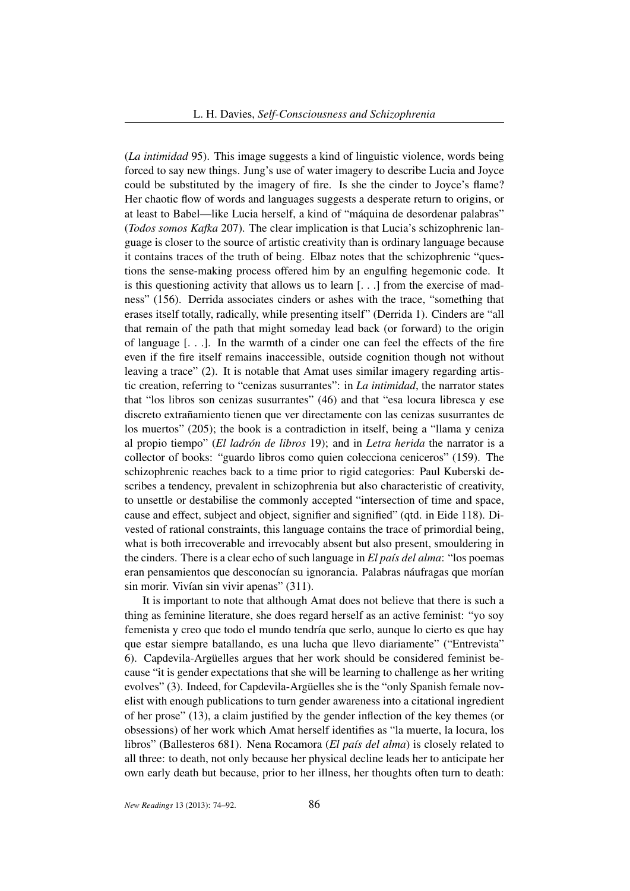(*La intimidad* 95). This image suggests a kind of linguistic violence, words being forced to say new things. Jung's use of water imagery to describe Lucia and Joyce could be substituted by the imagery of fire. Is she the cinder to Joyce's flame? Her chaotic flow of words and languages suggests a desperate return to origins, or at least to Babel—like Lucia herself, a kind of "máquina de desordenar palabras" (*Todos somos Kafka* 207). The clear implication is that Lucia's schizophrenic language is closer to the source of artistic creativity than is ordinary language because it contains traces of the truth of being. Elbaz notes that the schizophrenic "questions the sense-making process offered him by an engulfing hegemonic code. It is this questioning activity that allows us to learn [. . .] from the exercise of madness" (156). Derrida associates cinders or ashes with the trace, "something that erases itself totally, radically, while presenting itself" (Derrida 1). Cinders are "all that remain of the path that might someday lead back (or forward) to the origin of language [. . .]. In the warmth of a cinder one can feel the effects of the fire even if the fire itself remains inaccessible, outside cognition though not without leaving a trace" (2). It is notable that Amat uses similar imagery regarding artistic creation, referring to "cenizas susurrantes": in *La intimidad*, the narrator states that "los libros son cenizas susurrantes" (46) and that "esa locura libresca y ese discreto extrañamiento tienen que ver directamente con las cenizas susurrantes de los muertos" (205); the book is a contradiction in itself, being a "llama y ceniza al propio tiempo" (*El ladrón de libros* 19); and in *Letra herida* the narrator is a collector of books: "guardo libros como quien colecciona ceniceros" (159). The schizophrenic reaches back to a time prior to rigid categories: Paul Kuberski describes a tendency, prevalent in schizophrenia but also characteristic of creativity, to unsettle or destabilise the commonly accepted "intersection of time and space, cause and effect, subject and object, signifier and signified" (qtd. in Eide 118). Divested of rational constraints, this language contains the trace of primordial being, what is both irrecoverable and irrevocably absent but also present, smouldering in the cinders. There is a clear echo of such language in *El país del alma*: "los poemas eran pensamientos que desconocían su ignorancia. Palabras náufragas que morían sin morir. Vivían sin vivir apenas" (311).

It is important to note that although Amat does not believe that there is such a thing as feminine literature, she does regard herself as an active feminist: "yo soy femenista y creo que todo el mundo tendría que serlo, aunque lo cierto es que hay que estar siempre batallando, es una lucha que llevo diariamente" ("Entrevista" 6). Capdevila-Argüelles argues that her work should be considered feminist because "it is gender expectations that she will be learning to challenge as her writing evolves" (3). Indeed, for Capdevila-Argüelles she is the "only Spanish female novelist with enough publications to turn gender awareness into a citational ingredient of her prose" (13), a claim justified by the gender inflection of the key themes (or obsessions) of her work which Amat herself identifies as "la muerte, la locura, los libros" (Ballesteros 681). Nena Rocamora (*El país del alma*) is closely related to all three: to death, not only because her physical decline leads her to anticipate her own early death but because, prior to her illness, her thoughts often turn to death: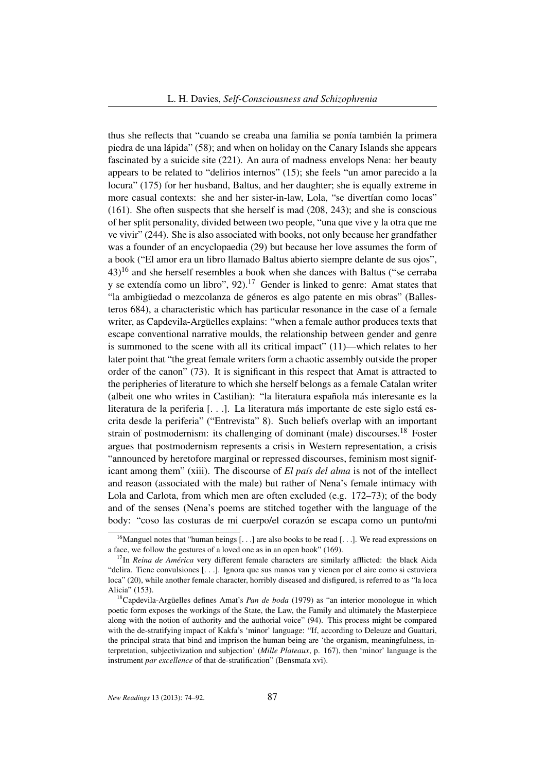thus she reflects that "cuando se creaba una familia se ponía también la primera piedra de una lápida" (58); and when on holiday on the Canary Islands she appears fascinated by a suicide site (221). An aura of madness envelops Nena: her beauty appears to be related to "delirios internos" (15); she feels "un amor parecido a la locura" (175) for her husband, Baltus, and her daughter; she is equally extreme in more casual contexts: she and her sister-in-law, Lola, "se divertían como locas" (161). She often suspects that she herself is mad (208, 243); and she is conscious of her split personality, divided between two people, "una que vive y la otra que me ve vivir" (244). She is also associated with books, not only because her grandfather was a founder of an encyclopaedia (29) but because her love assumes the form of a book ("El amor era un libro llamado Baltus abierto siempre delante de sus ojos", 43)[16] and she herself resembles a book when she dances with Baltus ("se cerraba y se extendía como un libro", 92).[17] Gender is linked to genre: Amat states that "la ambigüedad o mezcolanza de géneros es algo patente en mis obras" (Ballesteros 684), a characteristic which has particular resonance in the case of a female writer, as Capdevila-Argüelles explains: "when a female author produces texts that escape conventional narrative moulds, the relationship between gender and genre is summoned to the scene with all its critical impact" (11)—which relates to her later point that "the great female writers form a chaotic assembly outside the proper order of the canon" (73). It is significant in this respect that Amat is attracted to the peripheries of literature to which she herself belongs as a female Catalan writer (albeit one who writes in Castilian): "la literatura española más interesante es la literatura de la periferia [. . .]. La literatura más importante de este siglo está escrita desde la periferia" ("Entrevista" 8). Such beliefs overlap with an important strain of postmodernism: its challenging of dominant (male) discourses.[18] Foster argues that postmodernism represents a crisis in Western representation, a crisis "announced by heretofore marginal or repressed discourses, feminism most significant among them" (xiii). The discourse of *El país del alma* is not of the intellect and reason (associated with the male) but rather of Nena's female intimacy with Lola and Carlota, from which men are often excluded (e.g. 172–73); of the body and of the senses (Nena's poems are stitched together with the language of the body: "coso las costuras de mi cuerpo/el corazón se escapa como un punto/mi

[16] Manguel notes that "human beings [. . .] are also books to be read [. . .]. We read expressions on a face, we follow the gestures of a loved one as in an open book" (169).

[17] In *Reina de América* very different female characters are similarly afflicted: the black Aida "delira. Tiene convulsiones [. . .]. Ignora que sus manos van y vienen por el aire como si estuviera loca" (20), while another female character, horribly diseased and disfigured, is referred to as "la loca Alicia" (153).

[18] Capdevila-Argüelles defines Amat's *Pan de boda* (1979) as "an interior monologue in which poetic form exposes the workings of the State, the Law, the Family and ultimately the Masterpiece along with the notion of authority and the authorial voice" (94). This process might be compared with the de-stratifying impact of Kakfa's 'minor' language: "If, according to Deleuze and Guattari, the principal strata that bind and imprison the human being are 'the organism, meaningfulness, interpretation, subjectivization and subjection' (*Mille Plateaux*, p. 167), then 'minor' language is the instrument *par excellence* of that de-stratification" (Bensmaïa xvi).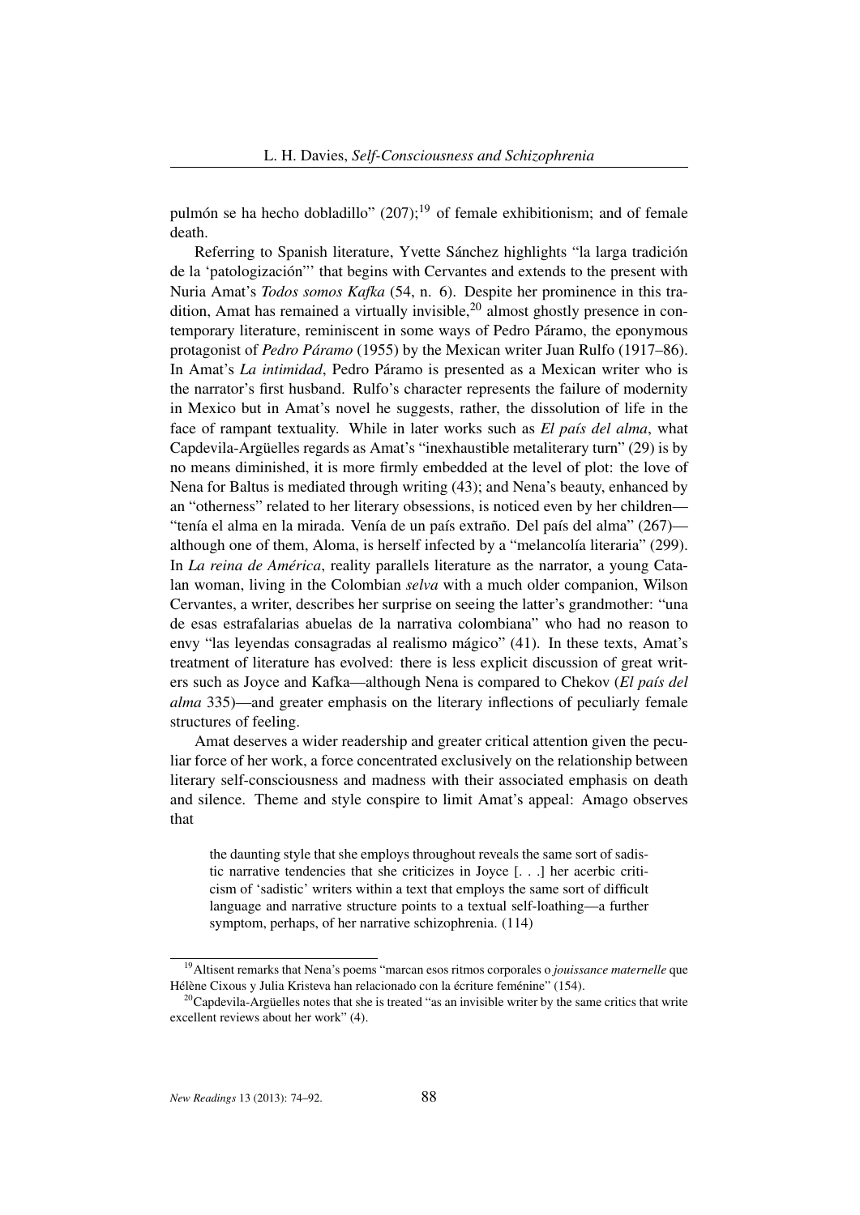pulmón se ha hecho dobladillo" (207);[19] of female exhibitionism; and of female death.

Referring to Spanish literature, Yvette Sánchez highlights "la larga tradición de la 'patologización'" that begins with Cervantes and extends to the present with Nuria Amat's *Todos somos Kafka* (54, n. 6). Despite her prominence in this tradition, Amat has remained a virtually invisible,[20] almost ghostly presence in contemporary literature, reminiscent in some ways of Pedro Páramo, the eponymous protagonist of *Pedro Páramo* (1955) by the Mexican writer Juan Rulfo (1917–86). In Amat's *La intimidad*, Pedro Páramo is presented as a Mexican writer who is the narrator's first husband. Rulfo's character represents the failure of modernity in Mexico but in Amat's novel he suggests, rather, the dissolution of life in the face of rampant textuality. While in later works such as *El país del alma*, what Capdevila-Argüelles regards as Amat's "inexhaustible metaliterary turn" (29) is by no means diminished, it is more firmly embedded at the level of plot: the love of Nena for Baltus is mediated through writing (43); and Nena's beauty, enhanced by an "otherness" related to her literary obsessions, is noticed even by her children—"tenía el alma en la mirada. Venía de un país extraño. Del país del alma" (267)—although one of them, Aloma, is herself infected by a "melancolía literaria" (299). In *La reina de América*, reality parallels literature as the narrator, a young Catalan woman, living in the Colombian *selva* with a much older companion, Wilson Cervantes, a writer, describes her surprise on seeing the latter's grandmother: "una de esas estrafalarias abuelas de la narrativa colombiana" who had no reason to envy "las leyendas consagradas al realismo mágico" (41). In these texts, Amat's treatment of literature has evolved: there is less explicit discussion of great writers such as Joyce and Kafka—although Nena is compared to Chekov (*El país del alma* 335)—and greater emphasis on the literary inflections of peculiarly female structures of feeling.

Amat deserves a wider readership and greater critical attention given the peculiar force of her work, a force concentrated exclusively on the relationship between literary self-consciousness and madness with their associated emphasis on death and silence. Theme and style conspire to limit Amat's appeal: Amago observes that

> the daunting style that she employs throughout reveals the same sort of sadistic narrative tendencies that she criticizes in Joyce [. . .] her acerbic criticism of 'sadistic' writers within a text that employs the same sort of difficult language and narrative structure points to a textual self-loathing—a further symptom, perhaps, of her narrative schizophrenia. (114)

---

[19] Altisent remarks that Nena's poems "marcan esos ritmos corporales o *jouissance maternelle* que Hélène Cixous y Julia Kristeva han relacionado con la écriture feménine" (154).

[20] Capdevila-Argüelles notes that she is treated "as an invisible writer by the same critics that write excellent reviews about her work" (4).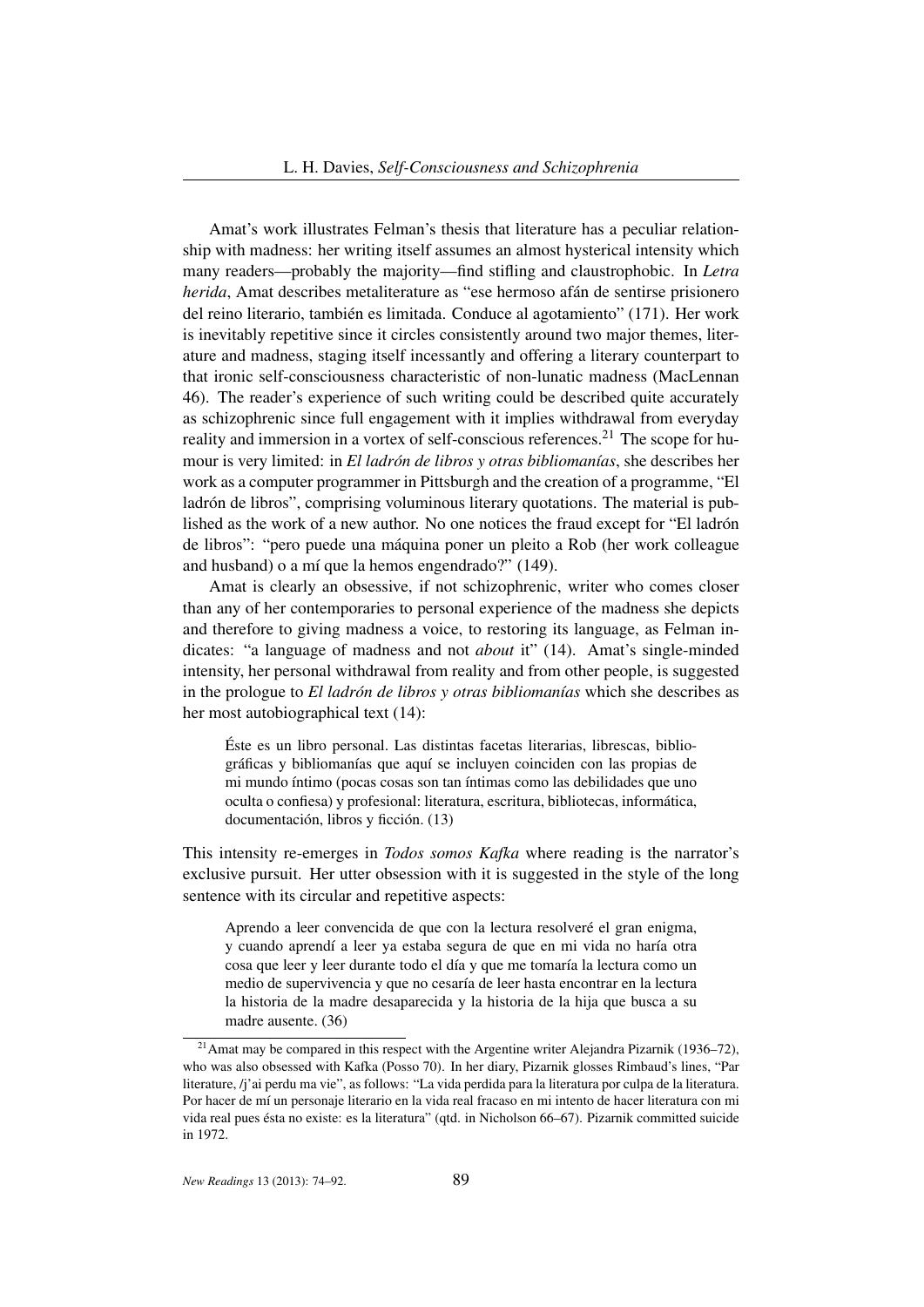Amat's work illustrates Felman's thesis that literature has a peculiar relationship with madness: her writing itself assumes an almost hysterical intensity which many readers—probably the majority—find stifling and claustrophobic. In *Letra herida*, Amat describes metaliterature as "ese hermoso afán de sentirse prisionero del reino literario, también es limitada. Conduce al agotamiento" (171). Her work is inevitably repetitive since it circles consistently around two major themes, literature and madness, staging itself incessantly and offering a literary counterpart to that ironic self-consciousness characteristic of non-lunatic madness (MacLennan 46). The reader's experience of such writing could be described quite accurately as schizophrenic since full engagement with it implies withdrawal from everyday reality and immersion in a vortex of self-conscious references.[21] The scope for humour is very limited: in *El ladrón de libros y otras bibliomanías*, she describes her work as a computer programmer in Pittsburgh and the creation of a programme, "El ladrón de libros", comprising voluminous literary quotations. The material is published as the work of a new author. No one notices the fraud except for "El ladrón de libros": "pero puede una máquina poner un pleito a Rob (her work colleague and husband) o a mí que la hemos engendrado?" (149).

Amat is clearly an obsessive, if not schizophrenic, writer who comes closer than any of her contemporaries to personal experience of the madness she depicts and therefore to giving madness a voice, to restoring its language, as Felman indicates: "a language of madness and not *about* it" (14). Amat's single-minded intensity, her personal withdrawal from reality and from other people, is suggested in the prologue to *El ladrón de libros y otras bibliomanías* which she describes as her most autobiographical text (14):

> Éste es un libro personal. Las distintas facetas literarias, librescas, bibliográficas y bibliomanías que aquí se incluyen coinciden con las propias de mi mundo íntimo (pocas cosas son tan íntimas como las debilidades que uno oculta o confiesa) y profesional: literatura, escritura, bibliotecas, informática, documentación, libros y ficción. (13)

This intensity re-emerges in *Todos somos Kafka* where reading is the narrator's exclusive pursuit. Her utter obsession with it is suggested in the style of the long sentence with its circular and repetitive aspects:

> Aprendo a leer convencida de que con la lectura resolveré el gran enigma, y cuando aprendí a leer ya estaba segura de que en mi vida no haría otra cosa que leer y leer durante todo el día y que me tomaría la lectura como un medio de supervivencia y que no cesaría de leer hasta encontrar en la lectura la historia de la madre desaparecida y la historia de la hija que busca a su madre ausente. (36)

[21] Amat may be compared in this respect with the Argentine writer Alejandra Pizarnik (1936–72), who was also obsessed with Kafka (Posso 70). In her diary, Pizarnik glosses Rimbaud's lines, "Par literature, /j'ai perdu ma vie", as follows: "La vida perdida para la literatura por culpa de la literatura. Por hacer de mí un personaje literario en la vida real fracaso en mi intento de hacer literatura con mi vida real pues ésta no existe: es la literatura" (qtd. in Nicholson 66–67). Pizarnik committed suicide in 1972.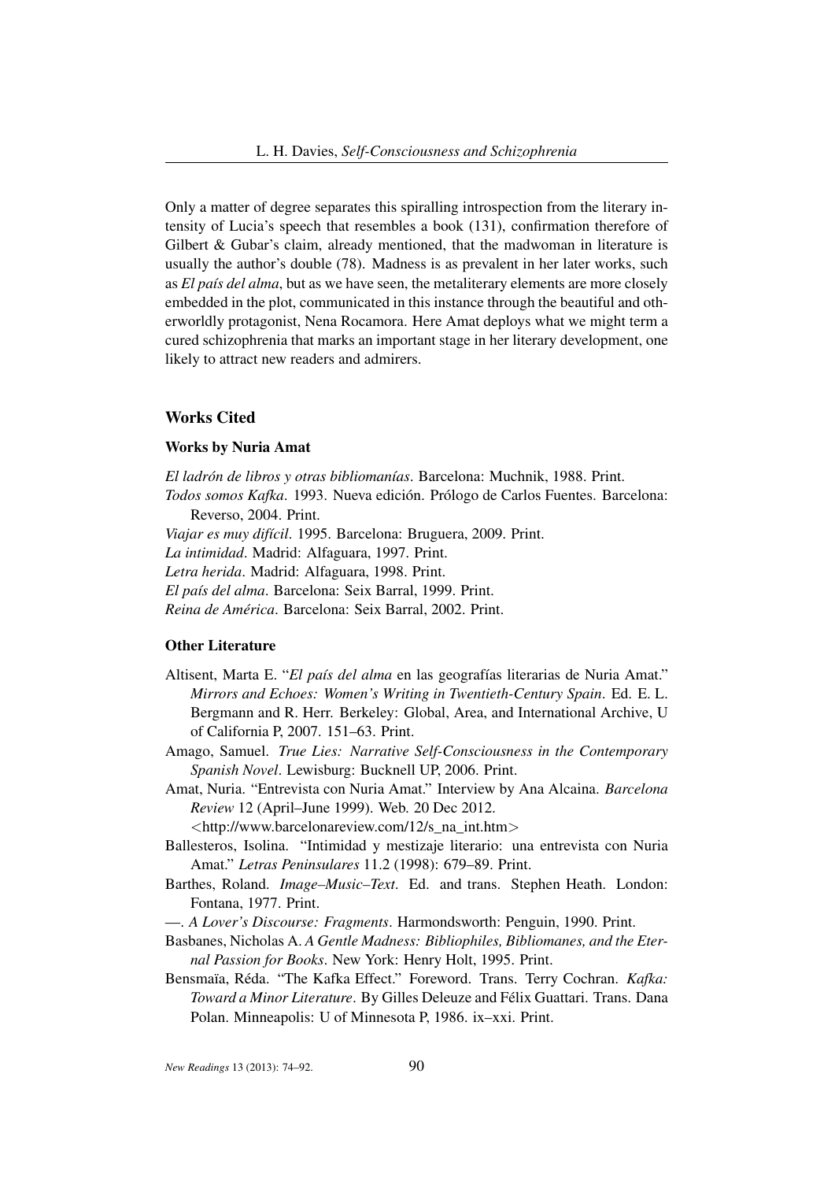Only a matter of degree separates this spiralling introspection from the literary intensity of Lucia's speech that resembles a book (131), confirmation therefore of Gilbert & Gubar's claim, already mentioned, that the madwoman in literature is usually the author's double (78). Madness is as prevalent in her later works, such as *El país del alma*, but as we have seen, the metaliterary elements are more closely embedded in the plot, communicated in this instance through the beautiful and otherworldly protagonist, Nena Rocamora. Here Amat deploys what we might term a cured schizophrenia that marks an important stage in her literary development, one likely to attract new readers and admirers.

## Works Cited

### Works by Nuria Amat

*El ladrón de libros y otras bibliomanías*. Barcelona: Muchnik, 1988. Print.

*Todos somos Kafka*. 1993. Nueva edición. Prólogo de Carlos Fuentes. Barcelona: Reverso, 2004. Print.

*Viajar es muy difícil*. 1995. Barcelona: Bruguera, 2009. Print.

*La intimidad*. Madrid: Alfaguara, 1997. Print.

*Letra herida*. Madrid: Alfaguara, 1998. Print.

*El país del alma*. Barcelona: Seix Barral, 1999. Print.

*Reina de América*. Barcelona: Seix Barral, 2002. Print.

### Other Literature

Altisent, Marta E. "*El país del alma* en las geografías literarias de Nuria Amat." *Mirrors and Echoes: Women's Writing in Twentieth-Century Spain*. Ed. E. L. Bergmann and R. Herr. Berkeley: Global, Area, and International Archive, U of California P, 2007. 151–63. Print.

Amago, Samuel. *True Lies: Narrative Self-Consciousness in the Contemporary Spanish Novel*. Lewisburg: Bucknell UP, 2006. Print.

Amat, Nuria. "Entrevista con Nuria Amat." Interview by Ana Alcaina. *Barcelona Review* 12 (April–June 1999). Web. 20 Dec 2012. <http://www.barcelonareview.com/12/s_na_int.htm>

Ballesteros, Isolina. "Intimidad y mestizaje literario: una entrevista con Nuria Amat." *Letras Peninsulares* 11.2 (1998): 679–89. Print.

Barthes, Roland. *Image–Music–Text*. Ed. and trans. Stephen Heath. London: Fontana, 1977. Print.

—. *A Lover's Discourse: Fragments*. Harmondsworth: Penguin, 1990. Print.

Basbanes, Nicholas A. *A Gentle Madness: Bibliophiles, Bibliomanes, and the Eternal Passion for Books*. New York: Henry Holt, 1995. Print.

Bensmaïa, Réda. "The Kafka Effect." Foreword. Trans. Terry Cochran. *Kafka: Toward a Minor Literature*. By Gilles Deleuze and Félix Guattari. Trans. Dana Polan. Minneapolis: U of Minnesota P, 1986. ix–xxi. Print.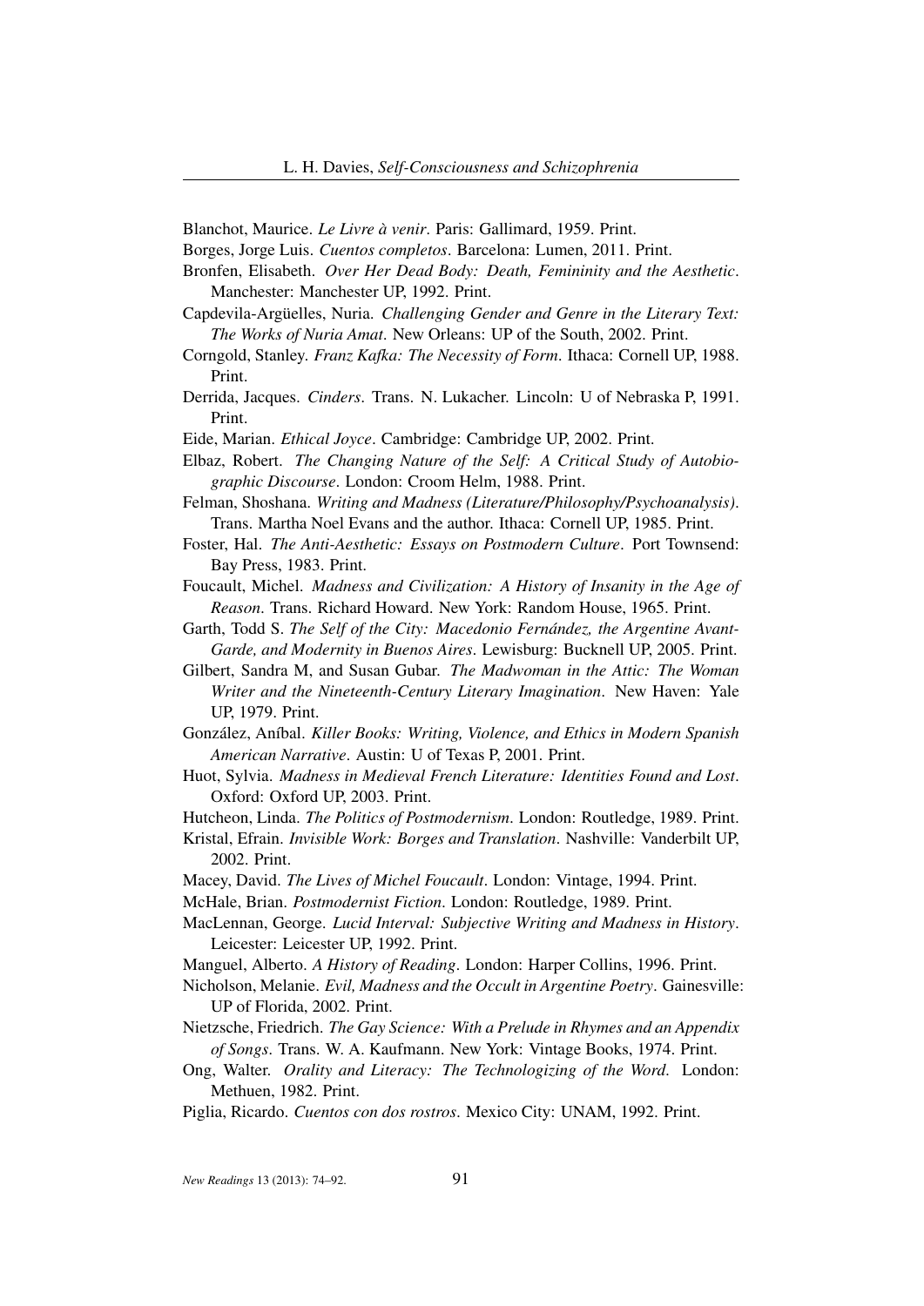Blanchot, Maurice. *Le Livre à venir*. Paris: Gallimard, 1959. Print.

Borges, Jorge Luis. *Cuentos completos*. Barcelona: Lumen, 2011. Print.

Bronfen, Elisabeth. *Over Her Dead Body: Death, Femininity and the Aesthetic*. Manchester: Manchester UP, 1992. Print.

Capdevila-Argüelles, Nuria. *Challenging Gender and Genre in the Literary Text: The Works of Nuria Amat*. New Orleans: UP of the South, 2002. Print.

Corngold, Stanley. *Franz Kafka: The Necessity of Form*. Ithaca: Cornell UP, 1988. Print.

Derrida, Jacques. *Cinders*. Trans. N. Lukacher. Lincoln: U of Nebraska P, 1991. Print.

Eide, Marian. *Ethical Joyce*. Cambridge: Cambridge UP, 2002. Print.

Elbaz, Robert. *The Changing Nature of the Self: A Critical Study of Autobiographic Discourse*. London: Croom Helm, 1988. Print.

Felman, Shoshana. *Writing and Madness (Literature/Philosophy/Psychoanalysis)*. Trans. Martha Noel Evans and the author. Ithaca: Cornell UP, 1985. Print.

Foster, Hal. *The Anti-Aesthetic: Essays on Postmodern Culture*. Port Townsend: Bay Press, 1983. Print.

Foucault, Michel. *Madness and Civilization: A History of Insanity in the Age of Reason*. Trans. Richard Howard. New York: Random House, 1965. Print.

Garth, Todd S. *The Self of the City: Macedonio Fernández, the Argentine Avant-Garde, and Modernity in Buenos Aires*. Lewisburg: Bucknell UP, 2005. Print.

Gilbert, Sandra M, and Susan Gubar. *The Madwoman in the Attic: The Woman Writer and the Nineteenth-Century Literary Imagination*. New Haven: Yale UP, 1979. Print.

González, Aníbal. *Killer Books: Writing, Violence, and Ethics in Modern Spanish American Narrative*. Austin: U of Texas P, 2001. Print.

Huot, Sylvia. *Madness in Medieval French Literature: Identities Found and Lost*. Oxford: Oxford UP, 2003. Print.

Hutcheon, Linda. *The Politics of Postmodernism*. London: Routledge, 1989. Print.

Kristal, Efrain. *Invisible Work: Borges and Translation*. Nashville: Vanderbilt UP, 2002. Print.

Macey, David. *The Lives of Michel Foucault*. London: Vintage, 1994. Print.

McHale, Brian. *Postmodernist Fiction*. London: Routledge, 1989. Print.

MacLennan, George. *Lucid Interval: Subjective Writing and Madness in History*. Leicester: Leicester UP, 1992. Print.

Manguel, Alberto. *A History of Reading*. London: Harper Collins, 1996. Print.

Nicholson, Melanie. *Evil, Madness and the Occult in Argentine Poetry*. Gainesville: UP of Florida, 2002. Print.

Nietzsche, Friedrich. *The Gay Science: With a Prelude in Rhymes and an Appendix of Songs*. Trans. W. A. Kaufmann. New York: Vintage Books, 1974. Print.

Ong, Walter. *Orality and Literacy: The Technologizing of the Word*. London: Methuen, 1982. Print.

Piglia, Ricardo. *Cuentos con dos rostros*. Mexico City: UNAM, 1992. Print.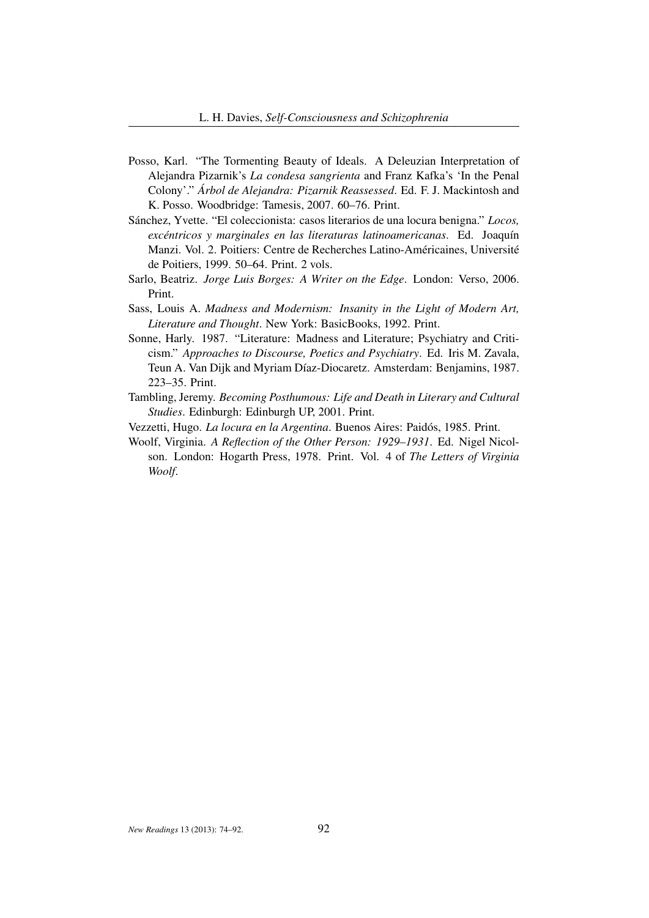Posso, Karl. "The Tormenting Beauty of Ideals. A Deleuzian Interpretation of Alejandra Pizarnik's *La condesa sangrienta* and Franz Kafka's 'In the Penal Colony'." *Árbol de Alejandra: Pizarnik Reassessed*. Ed. F. J. Mackintosh and K. Posso. Woodbridge: Tamesis, 2007. 60–76. Print.

Sánchez, Yvette. "El coleccionista: casos literarios de una locura benigna." *Locos, excéntricos y marginales en las literaturas latinoamericanas*. Ed. Joaquín Manzi. Vol. 2. Poitiers: Centre de Recherches Latino-Américaines, Université de Poitiers, 1999. 50–64. Print. 2 vols.

Sarlo, Beatriz. *Jorge Luis Borges: A Writer on the Edge*. London: Verso, 2006. Print.

Sass, Louis A. *Madness and Modernism: Insanity in the Light of Modern Art, Literature and Thought*. New York: BasicBooks, 1992. Print.

Sonne, Harly. 1987. "Literature: Madness and Literature; Psychiatry and Criticism." *Approaches to Discourse, Poetics and Psychiatry*. Ed. Iris M. Zavala, Teun A. Van Dijk and Myriam Díaz-Diocaretz. Amsterdam: Benjamins, 1987. 223–35. Print.

Tambling, Jeremy. *Becoming Posthumous: Life and Death in Literary and Cultural Studies*. Edinburgh: Edinburgh UP, 2001. Print.

Vezzetti, Hugo. *La locura en la Argentina*. Buenos Aires: Paidós, 1985. Print.

Woolf, Virginia. *A Reflection of the Other Person: 1929–1931*. Ed. Nigel Nicolson. London: Hogarth Press, 1978. Print. Vol. 4 of *The Letters of Virginia Woolf*.